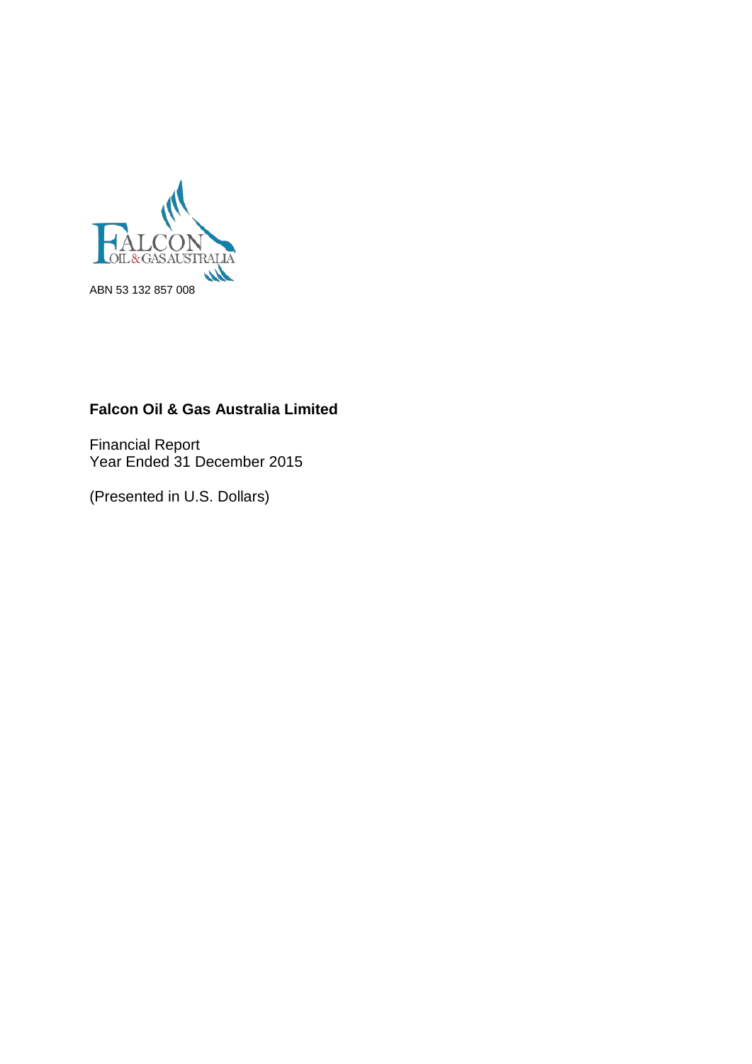ABN 53 132 857 008

**Falcon Oil & Gas Australia Limited**

Financial Report
Year Ended 31 December 2015

(Presented in U.S. Dollars)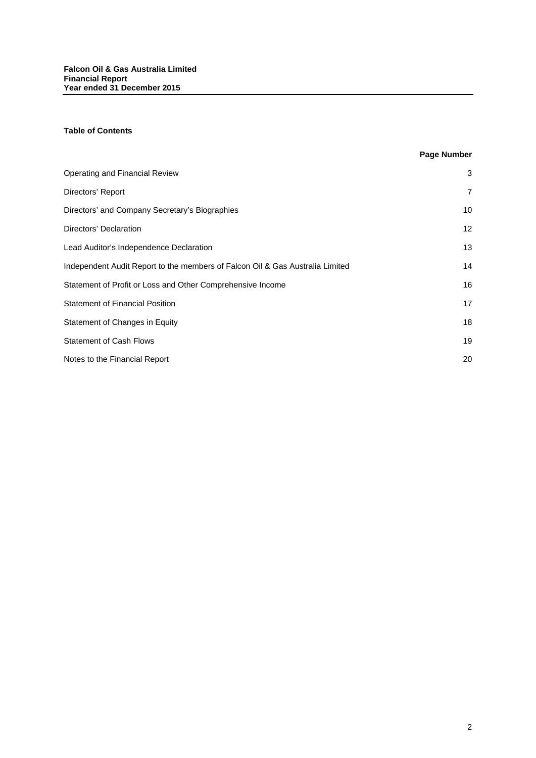**Falcon Oil & Gas Australia Limited**
**Financial Report**
**Year ended 31 December 2015**

**Table of Contents**

| | Page Number |
|---|---|
| Operating and Financial Review | 3 |
| Directors' Report | 7 |
| Directors' and Company Secretary's Biographies | 10 |
| Directors' Declaration | 12 |
| Lead Auditor's Independence Declaration | 13 |
| Independent Audit Report to the members of Falcon Oil & Gas Australia Limited | 14 |
| Statement of Profit or Loss and Other Comprehensive Income | 16 |
| Statement of Financial Position | 17 |
| Statement of Changes in Equity | 18 |
| Statement of Cash Flows | 19 |
| Notes to the Financial Report | 20 |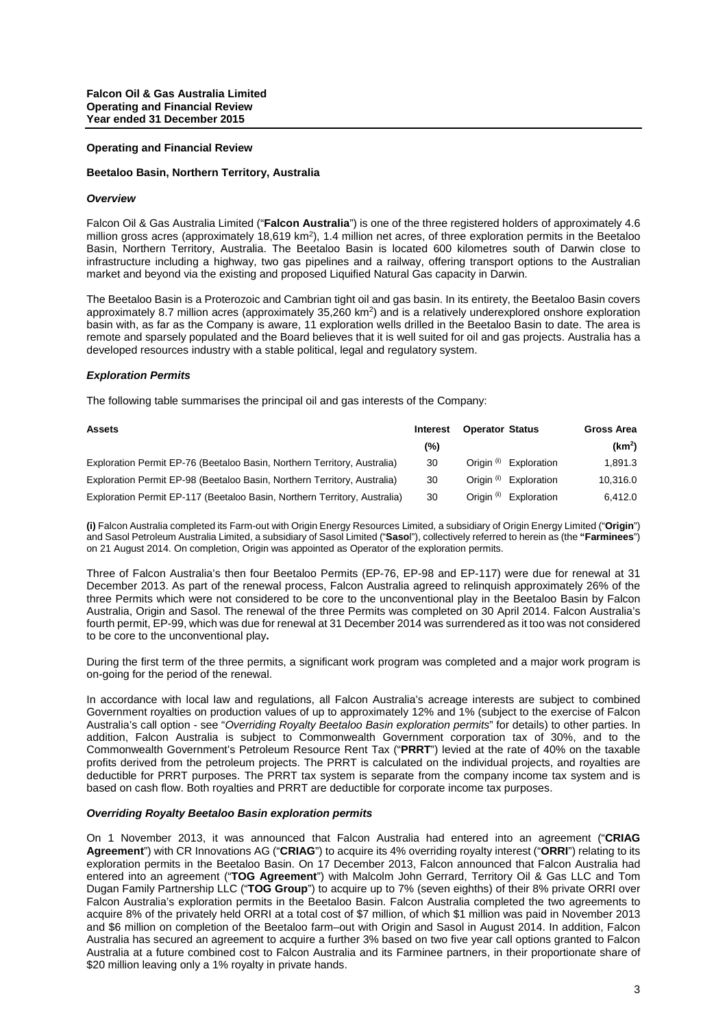**Operating and Financial Review**

**Beetaloo Basin, Northern Territory, Australia**

***Overview***

Falcon Oil & Gas Australia Limited ("**Falcon Australia**") is one of the three registered holders of approximately 4.6 million gross acres (approximately 18,619 km$^2$), 1.4 million net acres, of three exploration permits in the Beetaloo Basin, Northern Territory, Australia. The Beetaloo Basin is located 600 kilometres south of Darwin close to infrastructure including a highway, two gas pipelines and a railway, offering transport options to the Australian market and beyond via the existing and proposed Liquified Natural Gas capacity in Darwin.

The Beetaloo Basin is a Proterozoic and Cambrian tight oil and gas basin. In its entirety, the Beetaloo Basin covers approximately 8.7 million acres (approximately 35,260 km$^2$) and is a relatively underexplored onshore exploration basin with, as far as the Company is aware, 11 exploration wells drilled in the Beetaloo Basin to date. The area is remote and sparsely populated and the Board believes that it is well suited for oil and gas projects. Australia has a developed resources industry with a stable political, legal and regulatory system.

***Exploration Permits***

The following table summarises the principal oil and gas interests of the Company:

| Assets | Interest (%) | Operator | Status | Gross Area (km$^2$) |
|---|---|---|---|---|
| Exploration Permit EP-76 (Beetaloo Basin, Northern Territory, Australia) | 30 | Origin (i) | Exploration | 1,891.3 |
| Exploration Permit EP-98 (Beetaloo Basin, Northern Territory, Australia) | 30 | Origin (i) | Exploration | 10,316.0 |
| Exploration Permit EP-117 (Beetaloo Basin, Northern Territory, Australia) | 30 | Origin (i) | Exploration | 6,412.0 |

**(i)** Falcon Australia completed its Farm-out with Origin Energy Resources Limited, a subsidiary of Origin Energy Limited ("**Origin**") and Sasol Petroleum Australia Limited, a subsidiary of Sasol Limited ("**Sasol**"), collectively referred to herein as (the **"Farminees**") on 21 August 2014. On completion, Origin was appointed as Operator of the exploration permits.

Three of Falcon Australia's then four Beetaloo Permits (EP-76, EP-98 and EP-117) were due for renewal at 31 December 2013. As part of the renewal process, Falcon Australia agreed to relinquish approximately 26% of the three Permits which were not considered to be core to the unconventional play in the Beetaloo Basin by Falcon Australia, Origin and Sasol. The renewal of the three Permits was completed on 30 April 2014. Falcon Australia's fourth permit, EP-99, which was due for renewal at 31 December 2014 was surrendered as it too was not considered to be core to the unconventional play**.**

During the first term of the three permits, a significant work program was completed and a major work program is on-going for the period of the renewal.

In accordance with local law and regulations, all Falcon Australia's acreage interests are subject to combined Government royalties on production values of up to approximately 12% and 1% (subject to the exercise of Falcon Australia's call option - see "*Overriding Royalty Beetaloo Basin exploration permits*" for details) to other parties. In addition, Falcon Australia is subject to Commonwealth Government corporation tax of 30%, and to the Commonwealth Government's Petroleum Resource Rent Tax ("**PRRT**") levied at the rate of 40% on the taxable profits derived from the petroleum projects. The PRRT is calculated on the individual projects, and royalties are deductible for PRRT purposes. The PRRT tax system is separate from the company income tax system and is based on cash flow. Both royalties and PRRT are deductible for corporate income tax purposes.

***Overriding Royalty Beetaloo Basin exploration permits***

On 1 November 2013, it was announced that Falcon Australia had entered into an agreement ("**CRIAG Agreement**") with CR Innovations AG ("**CRIAG**") to acquire its 4% overriding royalty interest ("**ORRI**") relating to its exploration permits in the Beetaloo Basin. On 17 December 2013, Falcon announced that Falcon Australia had entered into an agreement ("**TOG Agreement**") with Malcolm John Gerrard, Territory Oil & Gas LLC and Tom Dugan Family Partnership LLC ("**TOG Group**") to acquire up to 7% (seven eighths) of their 8% private ORRI over Falcon Australia's exploration permits in the Beetaloo Basin. Falcon Australia completed the two agreements to acquire 8% of the privately held ORRI at a total cost of $7 million, of which $1 million was paid in November 2013 and $6 million on completion of the Beetaloo farm–out with Origin and Sasol in August 2014. In addition, Falcon Australia has secured an agreement to acquire a further 3% based on two five year call options granted to Falcon Australia at a future combined cost to Falcon Australia and its Farminee partners, in their proportionate share of $20 million leaving only a 1% royalty in private hands.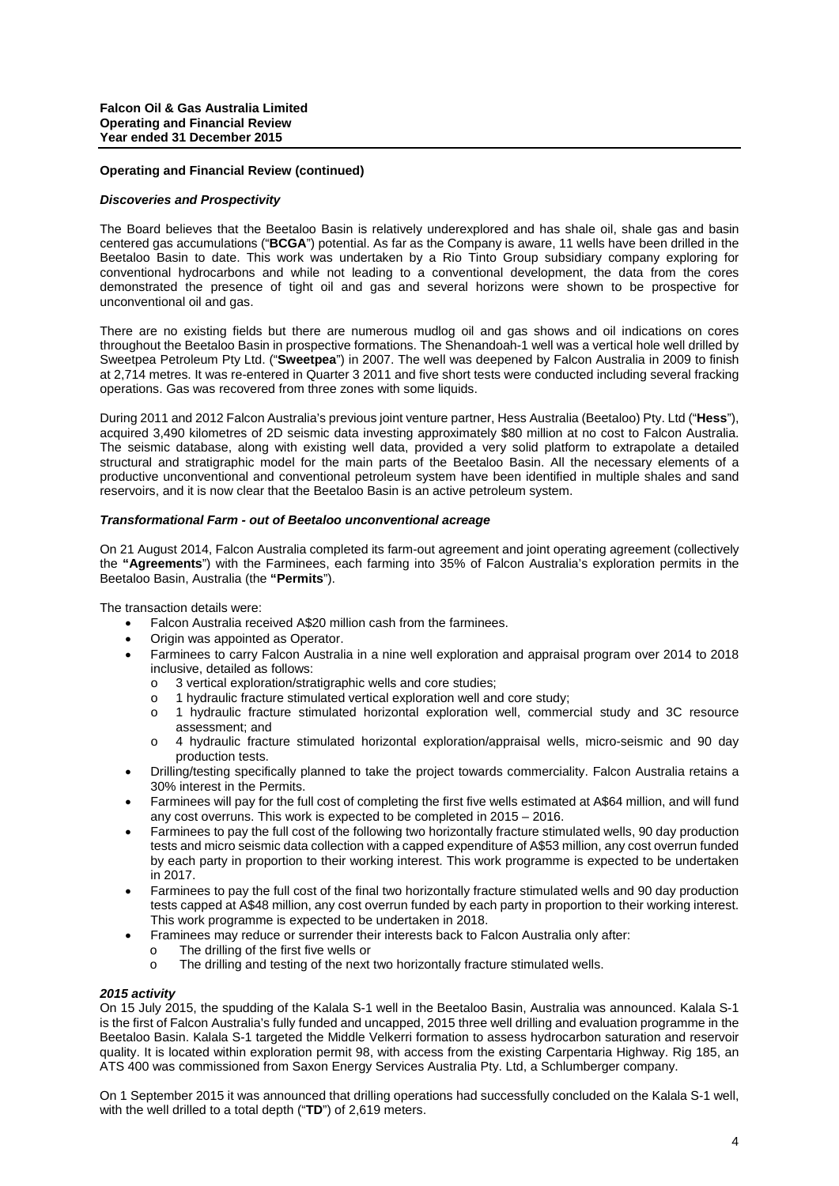## Operating and Financial Review (continued)

### *Discoveries and Prospectivity*

The Board believes that the Beetaloo Basin is relatively underexplored and has shale oil, shale gas and basin centered gas accumulations ("**BCGA**") potential. As far as the Company is aware, 11 wells have been drilled in the Beetaloo Basin to date. This work was undertaken by a Rio Tinto Group subsidiary company exploring for conventional hydrocarbons and while not leading to a conventional development, the data from the cores demonstrated the presence of tight oil and gas and several horizons were shown to be prospective for unconventional oil and gas.

There are no existing fields but there are numerous mudlog oil and gas shows and oil indications on cores throughout the Beetaloo Basin in prospective formations. The Shenandoah-1 well was a vertical hole well drilled by Sweetpea Petroleum Pty Ltd. ("**Sweetpea**") in 2007. The well was deepened by Falcon Australia in 2009 to finish at 2,714 metres. It was re-entered in Quarter 3 2011 and five short tests were conducted including several fracking operations. Gas was recovered from three zones with some liquids.

During 2011 and 2012 Falcon Australia's previous joint venture partner, Hess Australia (Beetaloo) Pty. Ltd ("**Hess**"), acquired 3,490 kilometres of 2D seismic data investing approximately $80 million at no cost to Falcon Australia. The seismic database, along with existing well data, provided a very solid platform to extrapolate a detailed structural and stratigraphic model for the main parts of the Beetaloo Basin. All the necessary elements of a productive unconventional and conventional petroleum system have been identified in multiple shales and sand reservoirs, and it is now clear that the Beetaloo Basin is an active petroleum system.

### *Transformational Farm - out of Beetaloo unconventional acreage*

On 21 August 2014, Falcon Australia completed its farm-out agreement and joint operating agreement (collectively the **"Agreements**") with the Farminees, each farming into 35% of Falcon Australia's exploration permits in the Beetaloo Basin, Australia (the **"Permits**").

The transaction details were:

- Falcon Australia received A$20 million cash from the farminees.
- Origin was appointed as Operator.
- Farminees to carry Falcon Australia in a nine well exploration and appraisal program over 2014 to 2018 inclusive, detailed as follows:
  - 3 vertical exploration/stratigraphic wells and core studies;
  - 1 hydraulic fracture stimulated vertical exploration well and core study;
  - 1 hydraulic fracture stimulated horizontal exploration well, commercial study and 3C resource assessment; and
  - 4 hydraulic fracture stimulated horizontal exploration/appraisal wells, micro-seismic and 90 day production tests.
- Drilling/testing specifically planned to take the project towards commerciality. Falcon Australia retains a 30% interest in the Permits.
- Farminees will pay for the full cost of completing the first five wells estimated at A$64 million, and will fund any cost overruns. This work is expected to be completed in 2015 – 2016.
- Farminees to pay the full cost of the following two horizontally fracture stimulated wells, 90 day production tests and micro seismic data collection with a capped expenditure of A$53 million, any cost overrun funded by each party in proportion to their working interest. This work programme is expected to be undertaken in 2017.
- Farminees to pay the full cost of the final two horizontally fracture stimulated wells and 90 day production tests capped at A$48 million, any cost overrun funded by each party in proportion to their working interest. This work programme is expected to be undertaken in 2018.
- Framinees may reduce or surrender their interests back to Falcon Australia only after:
  - The drilling of the first five wells or
  - The drilling and testing of the next two horizontally fracture stimulated wells.

### *2015 activity*

On 15 July 2015, the spudding of the Kalala S-1 well in the Beetaloo Basin, Australia was announced. Kalala S-1 is the first of Falcon Australia's fully funded and uncapped, 2015 three well drilling and evaluation programme in the Beetaloo Basin. Kalala S-1 targeted the Middle Velkerri formation to assess hydrocarbon saturation and reservoir quality. It is located within exploration permit 98, with access from the existing Carpentaria Highway. Rig 185, an ATS 400 was commissioned from Saxon Energy Services Australia Pty. Ltd, a Schlumberger company.

On 1 September 2015 it was announced that drilling operations had successfully concluded on the Kalala S-1 well, with the well drilled to a total depth ("**TD**") of 2,619 meters.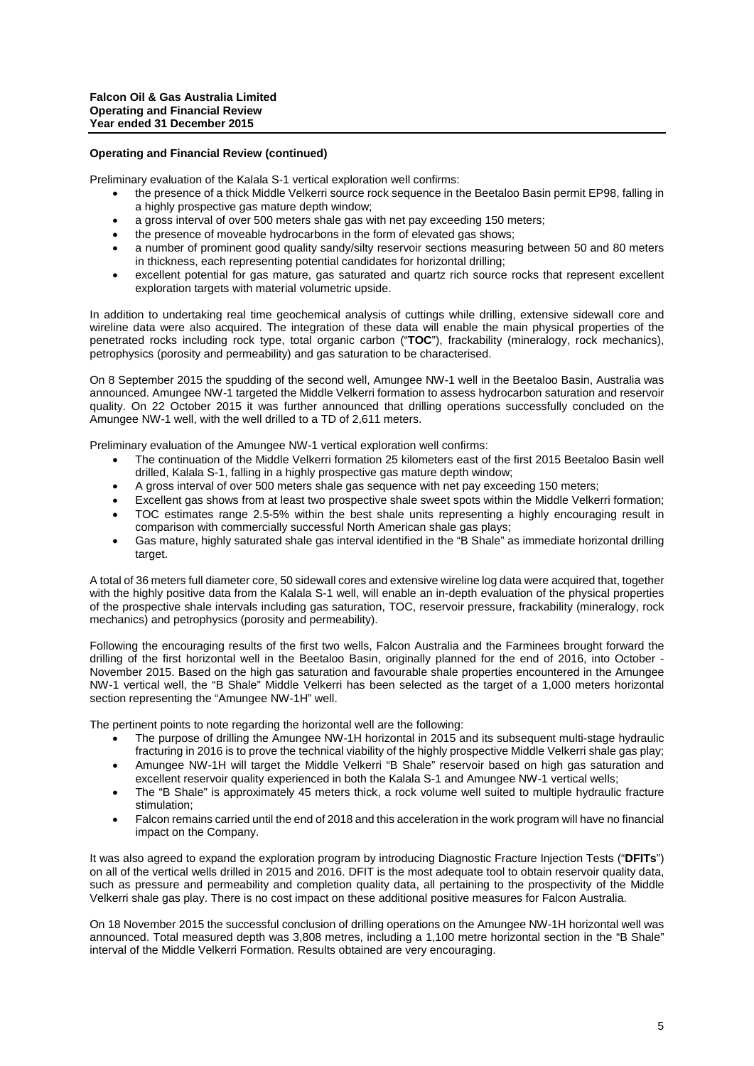**Operating and Financial Review (continued)**

Preliminary evaluation of the Kalala S-1 vertical exploration well confirms:

- the presence of a thick Middle Velkerri source rock sequence in the Beetaloo Basin permit EP98, falling in a highly prospective gas mature depth window;
- a gross interval of over 500 meters shale gas with net pay exceeding 150 meters;
- the presence of moveable hydrocarbons in the form of elevated gas shows;
- a number of prominent good quality sandy/silty reservoir sections measuring between 50 and 80 meters in thickness, each representing potential candidates for horizontal drilling;
- excellent potential for gas mature, gas saturated and quartz rich source rocks that represent excellent exploration targets with material volumetric upside.

In addition to undertaking real time geochemical analysis of cuttings while drilling, extensive sidewall core and wireline data were also acquired. The integration of these data will enable the main physical properties of the penetrated rocks including rock type, total organic carbon ("**TOC**"), frackability (mineralogy, rock mechanics), petrophysics (porosity and permeability) and gas saturation to be characterised.

On 8 September 2015 the spudding of the second well, Amungee NW-1 well in the Beetaloo Basin, Australia was announced. Amungee NW-1 targeted the Middle Velkerri formation to assess hydrocarbon saturation and reservoir quality. On 22 October 2015 it was further announced that drilling operations successfully concluded on the Amungee NW-1 well, with the well drilled to a TD of 2,611 meters.

Preliminary evaluation of the Amungee NW-1 vertical exploration well confirms:

- The continuation of the Middle Velkerri formation 25 kilometers east of the first 2015 Beetaloo Basin well drilled, Kalala S-1, falling in a highly prospective gas mature depth window;
- A gross interval of over 500 meters shale gas sequence with net pay exceeding 150 meters;
- Excellent gas shows from at least two prospective shale sweet spots within the Middle Velkerri formation;
- TOC estimates range 2.5-5% within the best shale units representing a highly encouraging result in comparison with commercially successful North American shale gas plays;
- Gas mature, highly saturated shale gas interval identified in the "B Shale" as immediate horizontal drilling target.

A total of 36 meters full diameter core, 50 sidewall cores and extensive wireline log data were acquired that, together with the highly positive data from the Kalala S-1 well, will enable an in-depth evaluation of the physical properties of the prospective shale intervals including gas saturation, TOC, reservoir pressure, frackability (mineralogy, rock mechanics) and petrophysics (porosity and permeability).

Following the encouraging results of the first two wells, Falcon Australia and the Farminees brought forward the drilling of the first horizontal well in the Beetaloo Basin, originally planned for the end of 2016, into October - November 2015. Based on the high gas saturation and favourable shale properties encountered in the Amungee NW-1 vertical well, the "B Shale" Middle Velkerri has been selected as the target of a 1,000 meters horizontal section representing the "Amungee NW-1H" well.

The pertinent points to note regarding the horizontal well are the following:

- The purpose of drilling the Amungee NW-1H horizontal in 2015 and its subsequent multi-stage hydraulic fracturing in 2016 is to prove the technical viability of the highly prospective Middle Velkerri shale gas play;
- Amungee NW-1H will target the Middle Velkerri "B Shale" reservoir based on high gas saturation and excellent reservoir quality experienced in both the Kalala S-1 and Amungee NW-1 vertical wells;
- The "B Shale" is approximately 45 meters thick, a rock volume well suited to multiple hydraulic fracture stimulation;
- Falcon remains carried until the end of 2018 and this acceleration in the work program will have no financial impact on the Company.

It was also agreed to expand the exploration program by introducing Diagnostic Fracture Injection Tests ("**DFITs**") on all of the vertical wells drilled in 2015 and 2016. DFIT is the most adequate tool to obtain reservoir quality data, such as pressure and permeability and completion quality data, all pertaining to the prospectivity of the Middle Velkerri shale gas play. There is no cost impact on these additional positive measures for Falcon Australia.

On 18 November 2015 the successful conclusion of drilling operations on the Amungee NW-1H horizontal well was announced. Total measured depth was 3,808 metres, including a 1,100 metre horizontal section in the "B Shale" interval of the Middle Velkerri Formation. Results obtained are very encouraging.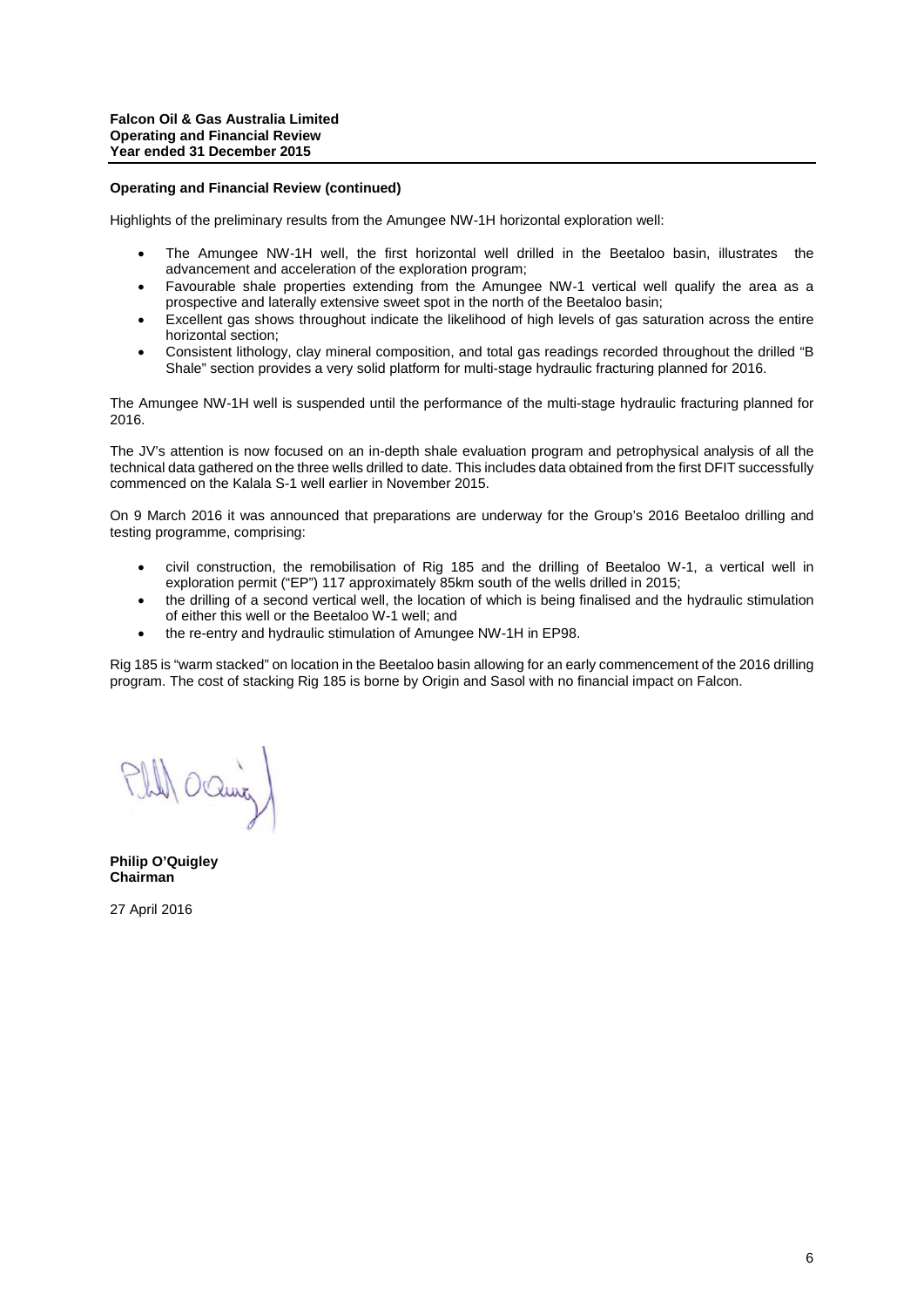**Operating and Financial Review (continued)**

Highlights of the preliminary results from the Amungee NW-1H horizontal exploration well:

- The Amungee NW-1H well, the first horizontal well drilled in the Beetaloo basin, illustrates the advancement and acceleration of the exploration program;
- Favourable shale properties extending from the Amungee NW-1 vertical well qualify the area as a prospective and laterally extensive sweet spot in the north of the Beetaloo basin;
- Excellent gas shows throughout indicate the likelihood of high levels of gas saturation across the entire horizontal section;
- Consistent lithology, clay mineral composition, and total gas readings recorded throughout the drilled "B Shale" section provides a very solid platform for multi-stage hydraulic fracturing planned for 2016.

The Amungee NW-1H well is suspended until the performance of the multi-stage hydraulic fracturing planned for 2016.

The JV's attention is now focused on an in-depth shale evaluation program and petrophysical analysis of all the technical data gathered on the three wells drilled to date. This includes data obtained from the first DFIT successfully commenced on the Kalala S-1 well earlier in November 2015.

On 9 March 2016 it was announced that preparations are underway for the Group's 2016 Beetaloo drilling and testing programme, comprising:

- civil construction, the remobilisation of Rig 185 and the drilling of Beetaloo W-1, a vertical well in exploration permit ("EP") 117 approximately 85km south of the wells drilled in 2015;
- the drilling of a second vertical well, the location of which is being finalised and the hydraulic stimulation of either this well or the Beetaloo W-1 well; and
- the re-entry and hydraulic stimulation of Amungee NW-1H in EP98.

Rig 185 is "warm stacked" on location in the Beetaloo basin allowing for an early commencement of the 2016 drilling program. The cost of stacking Rig 185 is borne by Origin and Sasol with no financial impact on Falcon.

**Philip O'Quigley**
**Chairman**

27 April 2016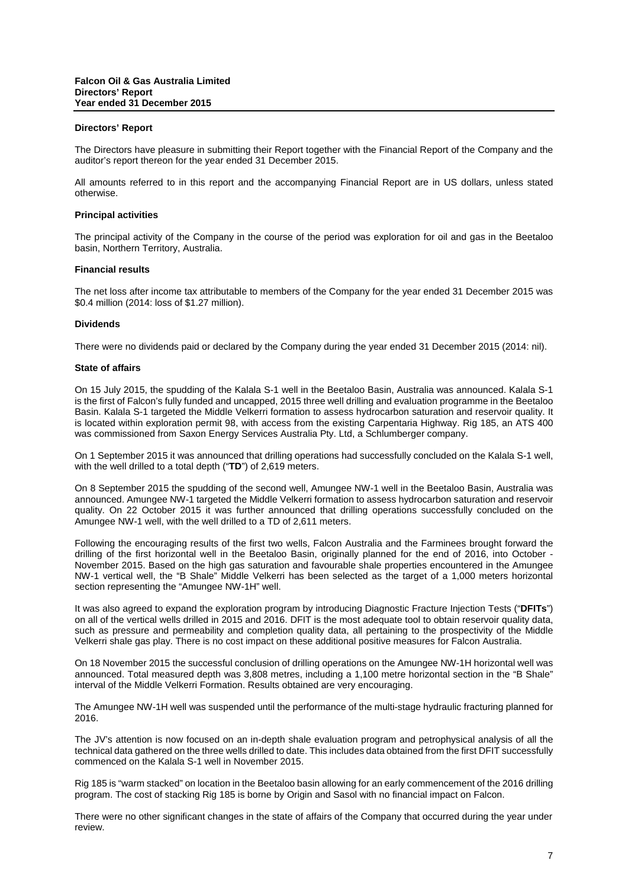## Directors' Report

The Directors have pleasure in submitting their Report together with the Financial Report of the Company and the auditor's report thereon for the year ended 31 December 2015.

All amounts referred to in this report and the accompanying Financial Report are in US dollars, unless stated otherwise.

### Principal activities

The principal activity of the Company in the course of the period was exploration for oil and gas in the Beetaloo basin, Northern Territory, Australia.

### Financial results

The net loss after income tax attributable to members of the Company for the year ended 31 December 2015 was $0.4 million (2014: loss of $1.27 million).

### Dividends

There were no dividends paid or declared by the Company during the year ended 31 December 2015 (2014: nil).

### State of affairs

On 15 July 2015, the spudding of the Kalala S-1 well in the Beetaloo Basin, Australia was announced. Kalala S-1 is the first of Falcon's fully funded and uncapped, 2015 three well drilling and evaluation programme in the Beetaloo Basin. Kalala S-1 targeted the Middle Velkerri formation to assess hydrocarbon saturation and reservoir quality. It is located within exploration permit 98, with access from the existing Carpentaria Highway. Rig 185, an ATS 400 was commissioned from Saxon Energy Services Australia Pty. Ltd, a Schlumberger company.

On 1 September 2015 it was announced that drilling operations had successfully concluded on the Kalala S-1 well, with the well drilled to a total depth ("**TD**") of 2,619 meters.

On 8 September 2015 the spudding of the second well, Amungee NW-1 well in the Beetaloo Basin, Australia was announced. Amungee NW-1 targeted the Middle Velkerri formation to assess hydrocarbon saturation and reservoir quality. On 22 October 2015 it was further announced that drilling operations successfully concluded on the Amungee NW-1 well, with the well drilled to a TD of 2,611 meters.

Following the encouraging results of the first two wells, Falcon Australia and the Farminees brought forward the drilling of the first horizontal well in the Beetaloo Basin, originally planned for the end of 2016, into October - November 2015. Based on the high gas saturation and favourable shale properties encountered in the Amungee NW-1 vertical well, the "B Shale" Middle Velkerri has been selected as the target of a 1,000 meters horizontal section representing the "Amungee NW-1H" well.

It was also agreed to expand the exploration program by introducing Diagnostic Fracture Injection Tests ("**DFITs**") on all of the vertical wells drilled in 2015 and 2016. DFIT is the most adequate tool to obtain reservoir quality data, such as pressure and permeability and completion quality data, all pertaining to the prospectivity of the Middle Velkerri shale gas play. There is no cost impact on these additional positive measures for Falcon Australia.

On 18 November 2015 the successful conclusion of drilling operations on the Amungee NW-1H horizontal well was announced. Total measured depth was 3,808 metres, including a 1,100 metre horizontal section in the "B Shale" interval of the Middle Velkerri Formation. Results obtained are very encouraging.

The Amungee NW-1H well was suspended until the performance of the multi-stage hydraulic fracturing planned for 2016.

The JV's attention is now focused on an in-depth shale evaluation program and petrophysical analysis of all the technical data gathered on the three wells drilled to date. This includes data obtained from the first DFIT successfully commenced on the Kalala S-1 well in November 2015.

Rig 185 is "warm stacked" on location in the Beetaloo basin allowing for an early commencement of the 2016 drilling program. The cost of stacking Rig 185 is borne by Origin and Sasol with no financial impact on Falcon.

There were no other significant changes in the state of affairs of the Company that occurred during the year under review.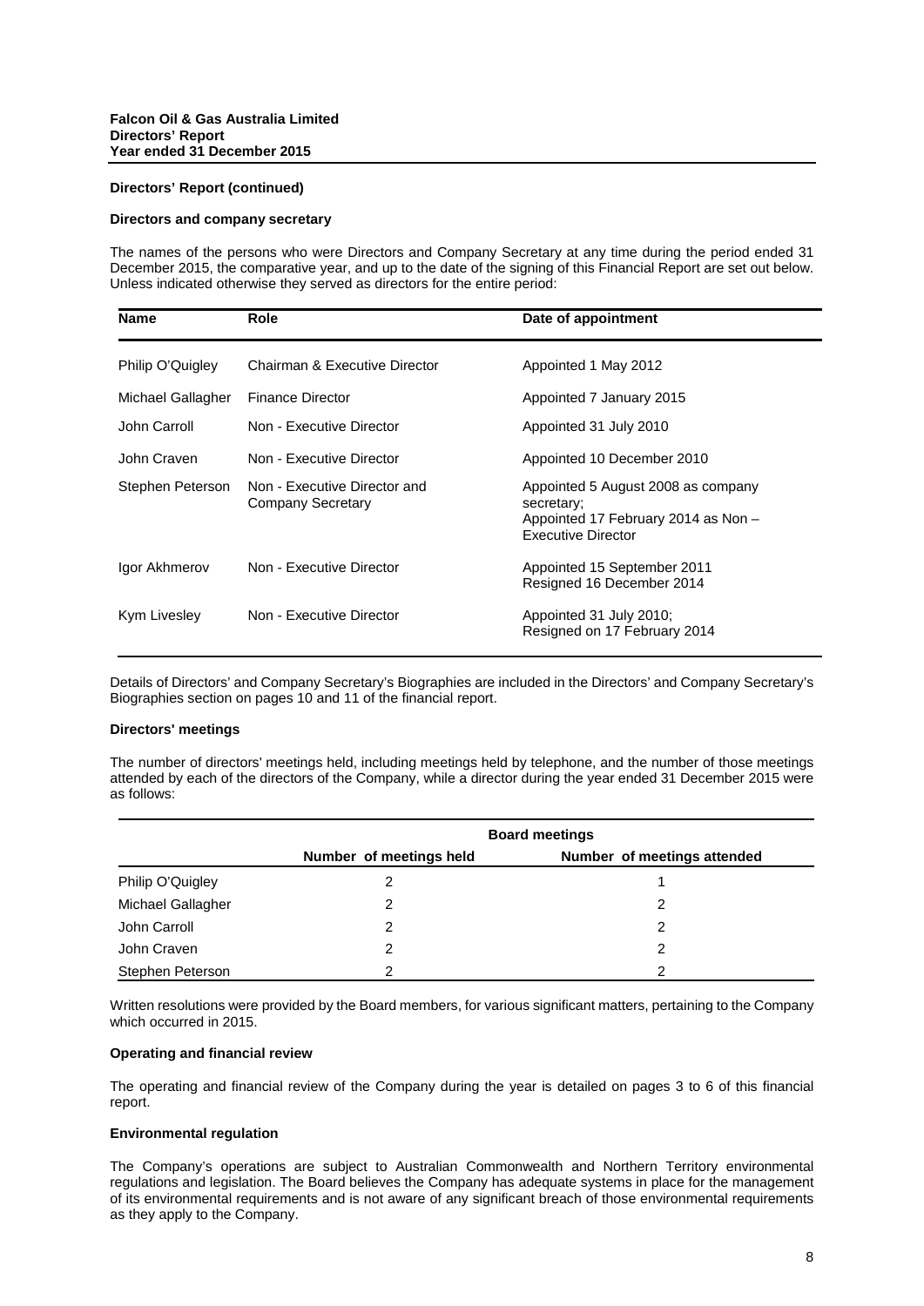## Directors' Report (continued)

### Directors and company secretary

The names of the persons who were Directors and Company Secretary at any time during the period ended 31 December 2015, the comparative year, and up to the date of the signing of this Financial Report are set out below. Unless indicated otherwise they served as directors for the entire period:

| Name | Role | Date of appointment |
|---|---|---|
| Philip O'Quigley | Chairman & Executive Director | Appointed 1 May 2012 |
| Michael Gallagher | Finance Director | Appointed 7 January 2015 |
| John Carroll | Non - Executive Director | Appointed 31 July 2010 |
| John Craven | Non - Executive Director | Appointed 10 December 2010 |
| Stephen Peterson | Non - Executive Director and Company Secretary | Appointed 5 August 2008 as company secretary; Appointed 17 February 2014 as Non – Executive Director |
| Igor Akhmerov | Non - Executive Director | Appointed 15 September 2011 Resigned 16 December 2014 |
| Kym Livesley | Non - Executive Director | Appointed 31 July 2010; Resigned on 17 February 2014 |

Details of Directors' and Company Secretary's Biographies are included in the Directors' and Company Secretary's Biographies section on pages 10 and 11 of the financial report.

### Directors' meetings

The number of directors' meetings held, including meetings held by telephone, and the number of those meetings attended by each of the directors of the Company, while a director during the year ended 31 December 2015 were as follows:

| | Board meetings | |
|---|---|---|
| | Number of meetings held | Number of meetings attended |
| Philip O'Quigley | 2 | 1 |
| Michael Gallagher | 2 | 2 |
| John Carroll | 2 | 2 |
| John Craven | 2 | 2 |
| Stephen Peterson | 2 | 2 |

Written resolutions were provided by the Board members, for various significant matters, pertaining to the Company which occurred in 2015.

### Operating and financial review

The operating and financial review of the Company during the year is detailed on pages 3 to 6 of this financial report.

### Environmental regulation

The Company's operations are subject to Australian Commonwealth and Northern Territory environmental regulations and legislation. The Board believes the Company has adequate systems in place for the management of its environmental requirements and is not aware of any significant breach of those environmental requirements as they apply to the Company.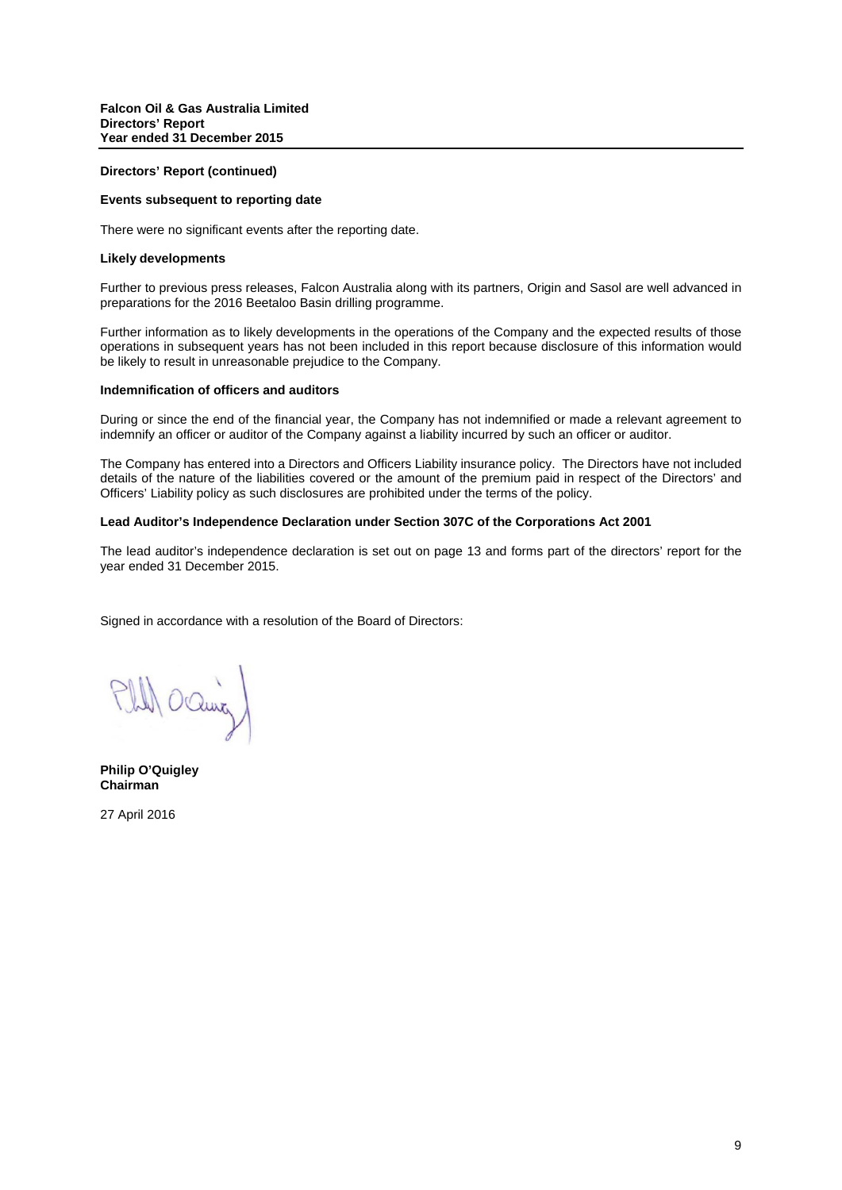**Directors' Report (continued)**

**Events subsequent to reporting date**

There were no significant events after the reporting date.

**Likely developments**

Further to previous press releases, Falcon Australia along with its partners, Origin and Sasol are well advanced in preparations for the 2016 Beetaloo Basin drilling programme.

Further information as to likely developments in the operations of the Company and the expected results of those operations in subsequent years has not been included in this report because disclosure of this information would be likely to result in unreasonable prejudice to the Company.

**Indemnification of officers and auditors**

During or since the end of the financial year, the Company has not indemnified or made a relevant agreement to indemnify an officer or auditor of the Company against a liability incurred by such an officer or auditor.

The Company has entered into a Directors and Officers Liability insurance policy. The Directors have not included details of the nature of the liabilities covered or the amount of the premium paid in respect of the Directors' and Officers' Liability policy as such disclosures are prohibited under the terms of the policy.

**Lead Auditor's Independence Declaration under Section 307C of the Corporations Act 2001**

The lead auditor's independence declaration is set out on page 13 and forms part of the directors' report for the year ended 31 December 2015.

Signed in accordance with a resolution of the Board of Directors:

**Philip O'Quigley**
**Chairman**

27 April 2016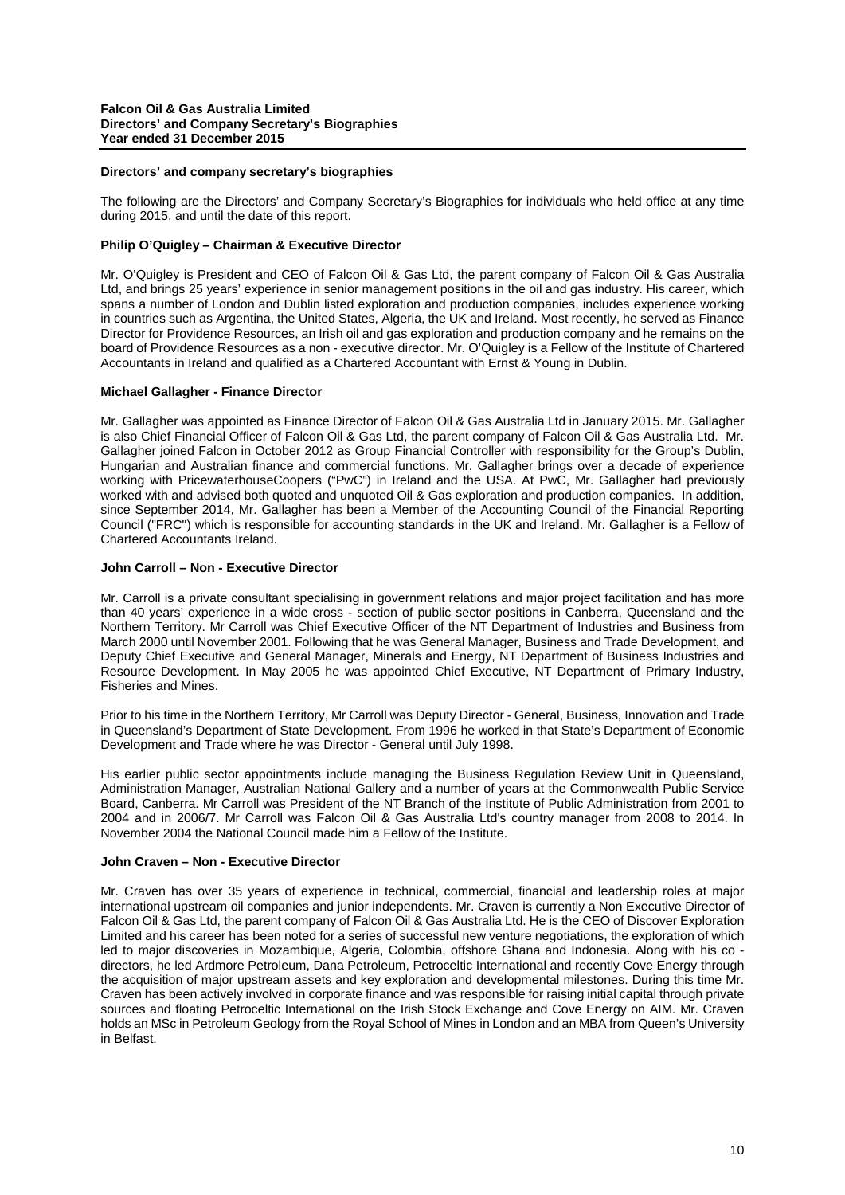## Directors' and company secretary's biographies

The following are the Directors' and Company Secretary's Biographies for individuals who held office at any time during 2015, and until the date of this report.

### Philip O'Quigley – Chairman & Executive Director

Mr. O'Quigley is President and CEO of Falcon Oil & Gas Ltd, the parent company of Falcon Oil & Gas Australia Ltd, and brings 25 years' experience in senior management positions in the oil and gas industry. His career, which spans a number of London and Dublin listed exploration and production companies, includes experience working in countries such as Argentina, the United States, Algeria, the UK and Ireland. Most recently, he served as Finance Director for Providence Resources, an Irish oil and gas exploration and production company and he remains on the board of Providence Resources as a non - executive director. Mr. O'Quigley is a Fellow of the Institute of Chartered Accountants in Ireland and qualified as a Chartered Accountant with Ernst & Young in Dublin.

### Michael Gallagher - Finance Director

Mr. Gallagher was appointed as Finance Director of Falcon Oil & Gas Australia Ltd in January 2015. Mr. Gallagher is also Chief Financial Officer of Falcon Oil & Gas Ltd, the parent company of Falcon Oil & Gas Australia Ltd. Mr. Gallagher joined Falcon in October 2012 as Group Financial Controller with responsibility for the Group's Dublin, Hungarian and Australian finance and commercial functions. Mr. Gallagher brings over a decade of experience working with PricewaterhouseCoopers ("PwC") in Ireland and the USA. At PwC, Mr. Gallagher had previously worked with and advised both quoted and unquoted Oil & Gas exploration and production companies. In addition, since September 2014, Mr. Gallagher has been a Member of the Accounting Council of the Financial Reporting Council ("FRC") which is responsible for accounting standards in the UK and Ireland. Mr. Gallagher is a Fellow of Chartered Accountants Ireland.

### John Carroll – Non - Executive Director

Mr. Carroll is a private consultant specialising in government relations and major project facilitation and has more than 40 years' experience in a wide cross - section of public sector positions in Canberra, Queensland and the Northern Territory. Mr Carroll was Chief Executive Officer of the NT Department of Industries and Business from March 2000 until November 2001. Following that he was General Manager, Business and Trade Development, and Deputy Chief Executive and General Manager, Minerals and Energy, NT Department of Business Industries and Resource Development. In May 2005 he was appointed Chief Executive, NT Department of Primary Industry, Fisheries and Mines.

Prior to his time in the Northern Territory, Mr Carroll was Deputy Director - General, Business, Innovation and Trade in Queensland's Department of State Development. From 1996 he worked in that State's Department of Economic Development and Trade where he was Director - General until July 1998.

His earlier public sector appointments include managing the Business Regulation Review Unit in Queensland, Administration Manager, Australian National Gallery and a number of years at the Commonwealth Public Service Board, Canberra. Mr Carroll was President of the NT Branch of the Institute of Public Administration from 2001 to 2004 and in 2006/7. Mr Carroll was Falcon Oil & Gas Australia Ltd's country manager from 2008 to 2014. In November 2004 the National Council made him a Fellow of the Institute.

### John Craven – Non - Executive Director

Mr. Craven has over 35 years of experience in technical, commercial, financial and leadership roles at major international upstream oil companies and junior independents. Mr. Craven is currently a Non Executive Director of Falcon Oil & Gas Ltd, the parent company of Falcon Oil & Gas Australia Ltd. He is the CEO of Discover Exploration Limited and his career has been noted for a series of successful new venture negotiations, the exploration of which led to major discoveries in Mozambique, Algeria, Colombia, offshore Ghana and Indonesia. Along with his co - directors, he led Ardmore Petroleum, Dana Petroleum, Petroceltic International and recently Cove Energy through the acquisition of major upstream assets and key exploration and developmental milestones. During this time Mr. Craven has been actively involved in corporate finance and was responsible for raising initial capital through private sources and floating Petroceltic International on the Irish Stock Exchange and Cove Energy on AIM. Mr. Craven holds an MSc in Petroleum Geology from the Royal School of Mines in London and an MBA from Queen's University in Belfast.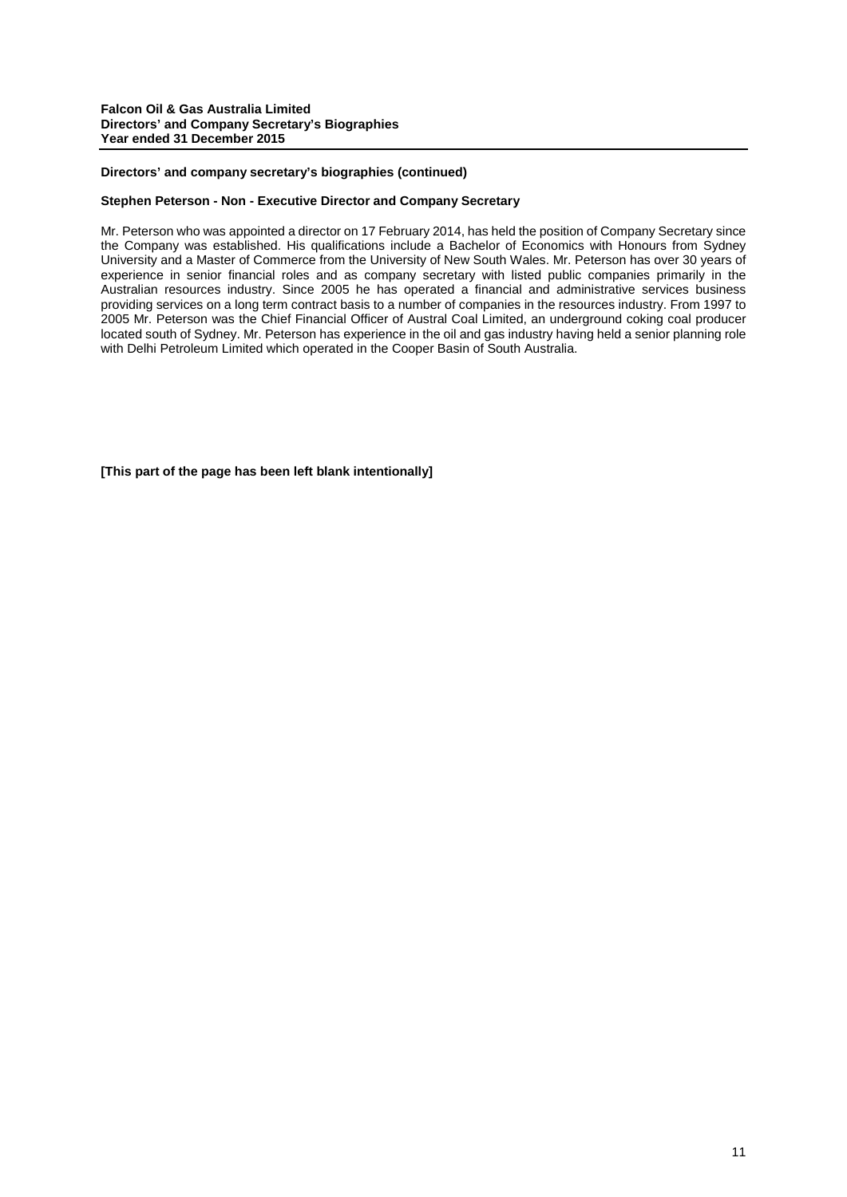## Directors' and company secretary's biographies (continued)

### Stephen Peterson - Non - Executive Director and Company Secretary

Mr. Peterson who was appointed a director on 17 February 2014, has held the position of Company Secretary since the Company was established. His qualifications include a Bachelor of Economics with Honours from Sydney University and a Master of Commerce from the University of New South Wales. Mr. Peterson has over 30 years of experience in senior financial roles and as company secretary with listed public companies primarily in the Australian resources industry. Since 2005 he has operated a financial and administrative services business providing services on a long term contract basis to a number of companies in the resources industry. From 1997 to 2005 Mr. Peterson was the Chief Financial Officer of Austral Coal Limited, an underground coking coal producer located south of Sydney. Mr. Peterson has experience in the oil and gas industry having held a senior planning role with Delhi Petroleum Limited which operated in the Cooper Basin of South Australia.

**[This part of the page has been left blank intentionally]**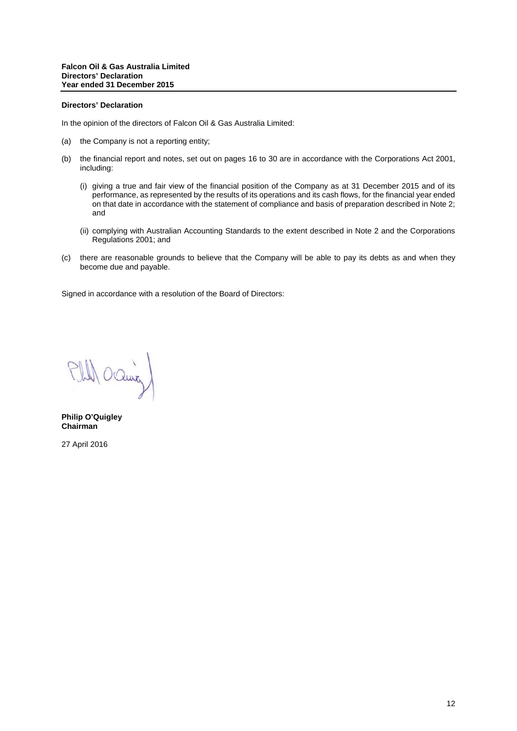**Falcon Oil & Gas Australia Limited**
**Directors' Declaration**
**Year ended 31 December 2015**

**Directors' Declaration**

In the opinion of the directors of Falcon Oil & Gas Australia Limited:

(a) the Company is not a reporting entity;

(b) the financial report and notes, set out on pages 16 to 30 are in accordance with the Corporations Act 2001, including:

  (i) giving a true and fair view of the financial position of the Company as at 31 December 2015 and of its performance, as represented by the results of its operations and its cash flows, for the financial year ended on that date in accordance with the statement of compliance and basis of preparation described in Note 2; and

  (ii) complying with Australian Accounting Standards to the extent described in Note 2 and the Corporations Regulations 2001; and

(c) there are reasonable grounds to believe that the Company will be able to pay its debts as and when they become due and payable.

Signed in accordance with a resolution of the Board of Directors:

**Philip O'Quigley**
**Chairman**

27 April 2016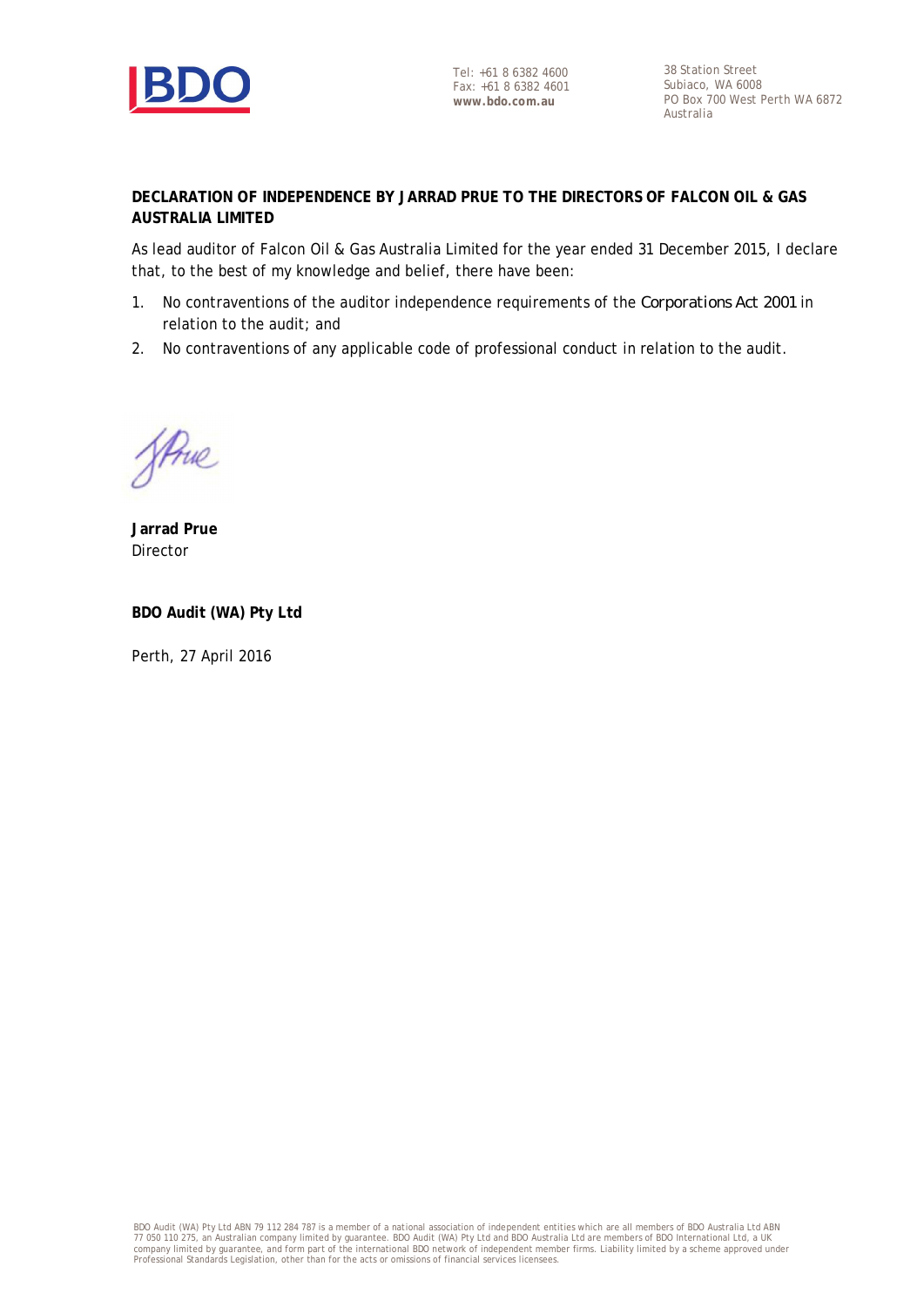Tel: +61 8 6382 4600
Fax: +61 8 6382 4601
**www.bdo.com.au**

38 Station Street
Subiaco, WA 6008
PO Box 700 West Perth WA 6872
Australia

**DECLARATION OF INDEPENDENCE BY JARRAD PRUE TO THE DIRECTORS OF FALCON OIL & GAS AUSTRALIA LIMITED**

As lead auditor of Falcon Oil & Gas Australia Limited for the year ended 31 December 2015, I declare that, to the best of my knowledge and belief, there have been:

1. No contraventions of the auditor independence requirements of the *Corporations Act 2001* in relation to the audit; and
2. No contraventions of any applicable code of professional conduct in relation to the audit.

**Jarrad Prue**
Director

**BDO Audit (WA) Pty Ltd**

Perth, 27 April 2016

BDO Audit (WA) Pty Ltd ABN 79 112 284 787 is a member of a national association of independent entities which are all members of BDO Australia Ltd ABN 77 050 110 275, an Australian company limited by guarantee. BDO Audit (WA) Pty Ltd and BDO Australia Ltd are members of BDO International Ltd, a UK company limited by guarantee, and form part of the international BDO network of independent member firms. Liability limited by a scheme approved under Professional Standards Legislation, other than for the acts or omissions of financial services licensees.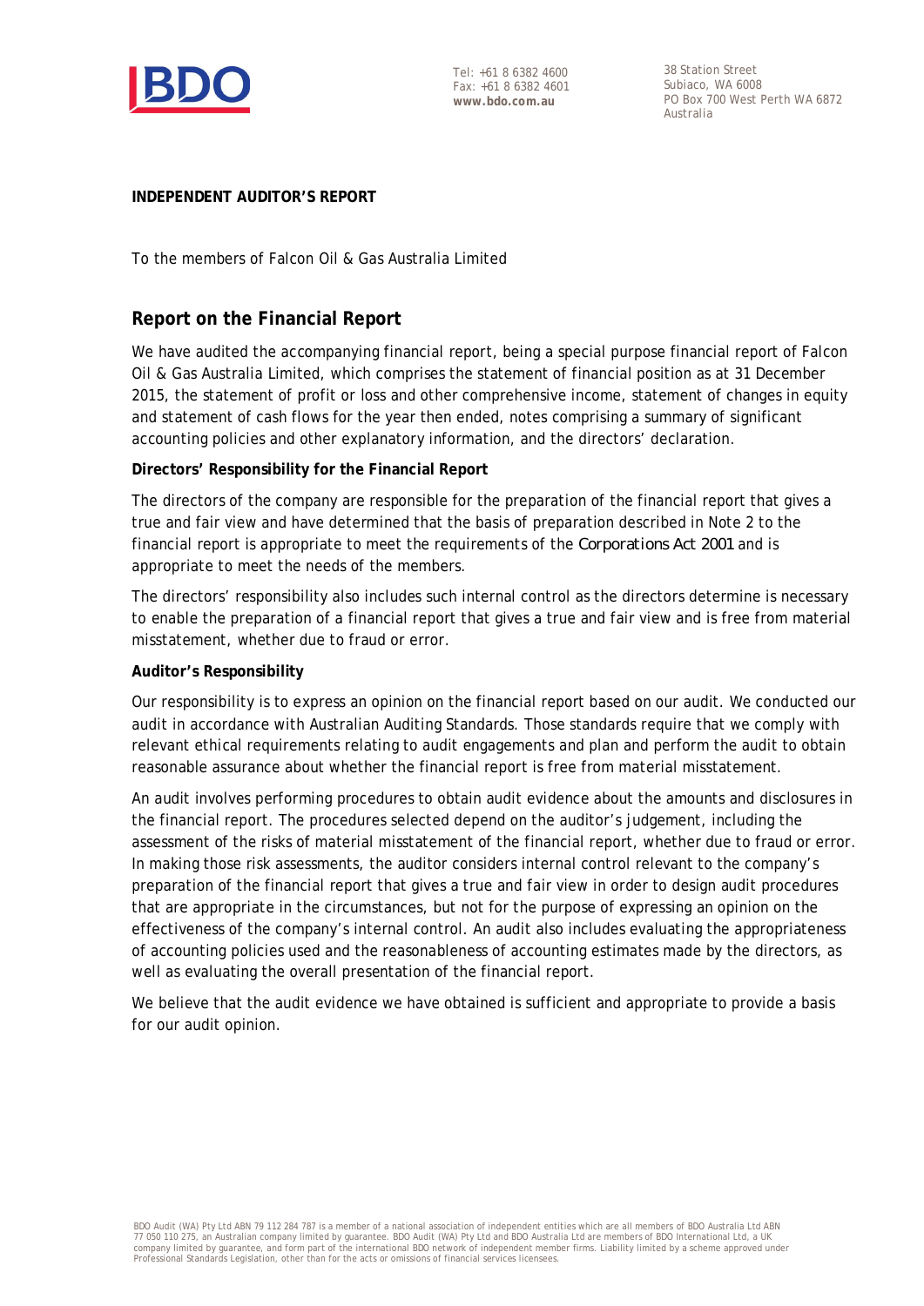**INDEPENDENT AUDITOR'S REPORT**

To the members of Falcon Oil & Gas Australia Limited

## Report on the Financial Report

We have audited the accompanying financial report, being a special purpose financial report of Falcon Oil & Gas Australia Limited, which comprises the statement of financial position as at 31 December 2015, the statement of profit or loss and other comprehensive income, statement of changes in equity and statement of cash flows for the year then ended, notes comprising a summary of significant accounting policies and other explanatory information, and the directors' declaration.

**Directors' Responsibility for the Financial Report**

The directors of the company are responsible for the preparation of the financial report that gives a true and fair view and have determined that the basis of preparation described in Note 2 to the financial report is appropriate to meet the requirements of the *Corporations Act 2001* and is appropriate to meet the needs of the members.

The directors' responsibility also includes such internal control as the directors determine is necessary to enable the preparation of a financial report that gives a true and fair view and is free from material misstatement, whether due to fraud or error.

**Auditor's Responsibility**

Our responsibility is to express an opinion on the financial report based on our audit. We conducted our audit in accordance with Australian Auditing Standards. Those standards require that we comply with relevant ethical requirements relating to audit engagements and plan and perform the audit to obtain reasonable assurance about whether the financial report is free from material misstatement.

An audit involves performing procedures to obtain audit evidence about the amounts and disclosures in the financial report. The procedures selected depend on the auditor's judgement, including the assessment of the risks of material misstatement of the financial report, whether due to fraud or error. In making those risk assessments, the auditor considers internal control relevant to the company's preparation of the financial report that gives a true and fair view in order to design audit procedures that are appropriate in the circumstances, but not for the purpose of expressing an opinion on the effectiveness of the company's internal control. An audit also includes evaluating the appropriateness of accounting policies used and the reasonableness of accounting estimates made by the directors, as well as evaluating the overall presentation of the financial report.

We believe that the audit evidence we have obtained is sufficient and appropriate to provide a basis for our audit opinion.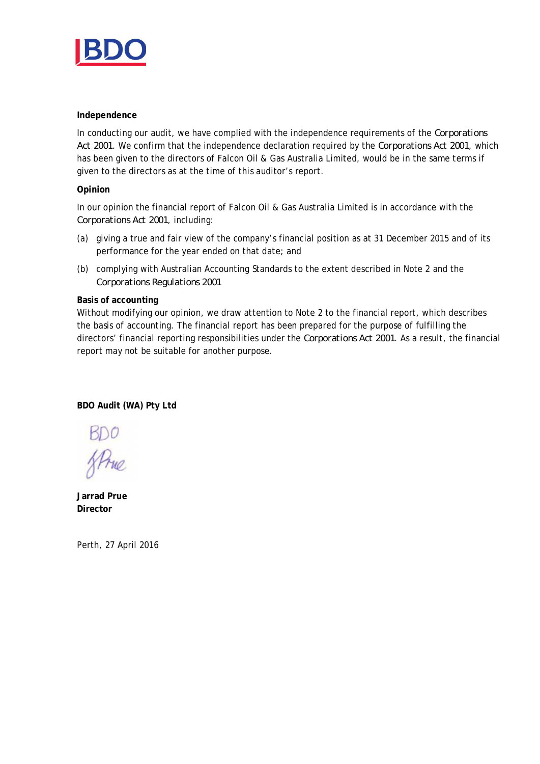**Independence**

In conducting our audit, we have complied with the independence requirements of the *Corporations Act 2001*. We confirm that the independence declaration required by the *Corporations Act 2001*, which has been given to the directors of Falcon Oil & Gas Australia Limited, would be in the same terms if given to the directors as at the time of this auditor's report.

**Opinion**

In our opinion the financial report of Falcon Oil & Gas Australia Limited is in accordance with the *Corporations Act 2001*, including:

(a) giving a true and fair view of the company's financial position as at 31 December 2015 and of its performance for the year ended on that date; and

(b) complying with Australian Accounting Standards to the extent described in Note 2 and the *Corporations Regulations 2001*

**Basis of accounting**

Without modifying our opinion, we draw attention to Note 2 to the financial report, which describes the basis of accounting. The financial report has been prepared for the purpose of fulfilling the directors' financial reporting responsibilities under the *Corporations Act 2001*. As a result, the financial report may not be suitable for another purpose.

**BDO Audit (WA) Pty Ltd**

BDO

J Prue

**Jarrad Prue**
**Director**

Perth, 27 April 2016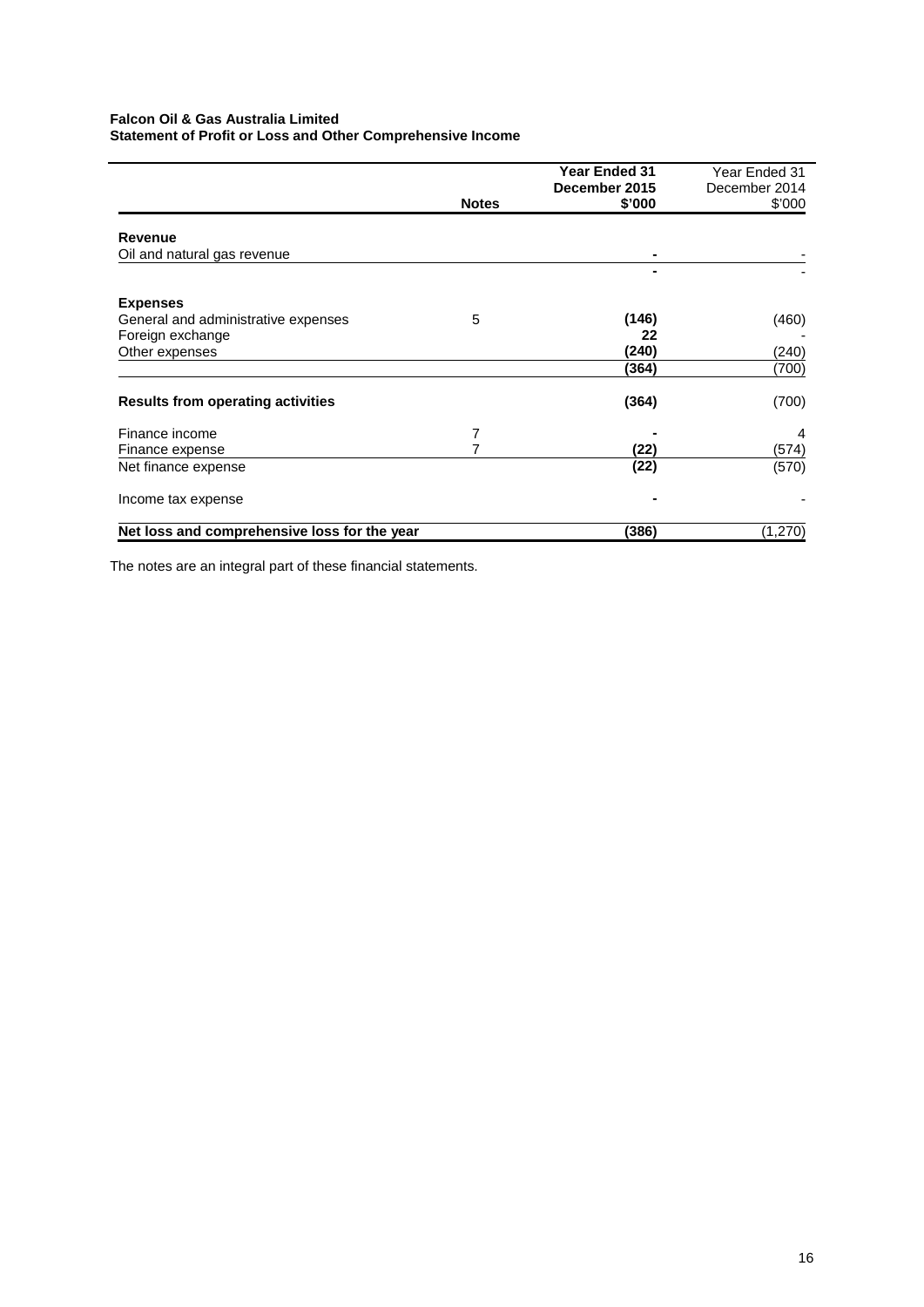**Falcon Oil & Gas Australia Limited**
**Statement of Profit or Loss and Other Comprehensive Income**

| | Notes | Year Ended 31 December 2015 $'000 | Year Ended 31 December 2014 $'000 |
|---|---|---|---|
| **Revenue** | | | |
| Oil and natural gas revenue | | - | - |
| | | - | - |
| **Expenses** | | | |
| General and administrative expenses | 5 | (146) | (460) |
| Foreign exchange | | 22 | - |
| Other expenses | | (240) | (240) |
| | | (364) | (700) |
| **Results from operating activities** | | (364) | (700) |
| Finance income | 7 | - | 4 |
| Finance expense | 7 | (22) | (574) |
| Net finance expense | | (22) | (570) |
| Income tax expense | | - | - |
| **Net loss and comprehensive loss for the year** | | (386) | (1,270) |

The notes are an integral part of these financial statements.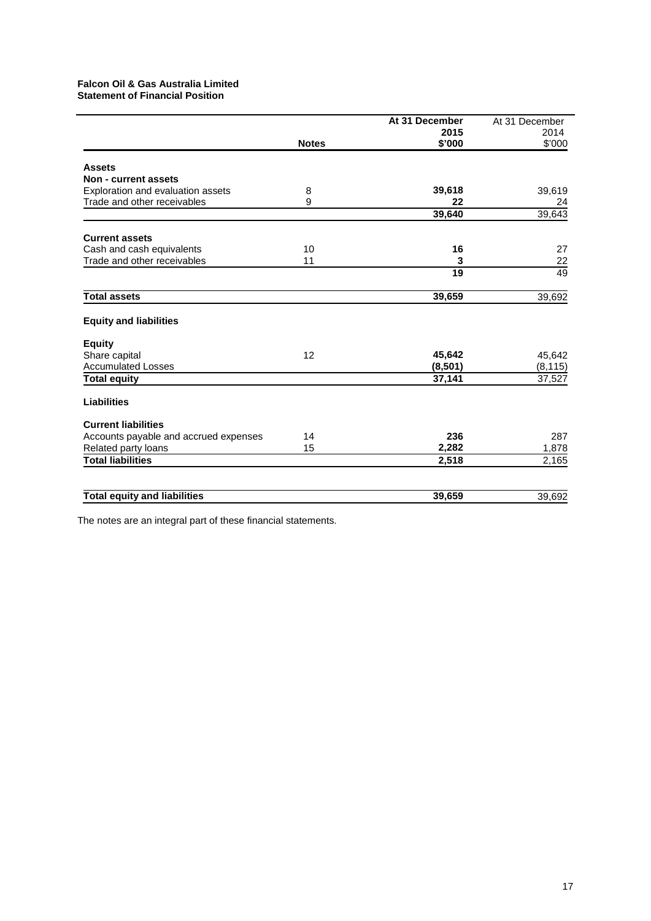**Falcon Oil & Gas Australia Limited**
**Statement of Financial Position**

| | Notes | At 31 December 2015 $'000 | At 31 December 2014 $'000 |
|---|---|---|---|
| **Assets** | | | |
| **Non - current assets** | | | |
| Exploration and evaluation assets | 8 | **39,618** | 39,619 |
| Trade and other receivables | 9 | **22** | 24 |
| | | **39,640** | 39,643 |
| **Current assets** | | | |
| Cash and cash equivalents | 10 | **16** | 27 |
| Trade and other receivables | 11 | **3** | 22 |
| | | **19** | 49 |
| **Total assets** | | **39,659** | 39,692 |
| **Equity and liabilities** | | | |
| **Equity** | | | |
| Share capital | 12 | **45,642** | 45,642 |
| Accumulated Losses | | **(8,501)** | (8,115) |
| **Total equity** | | **37,141** | 37,527 |
| **Liabilities** | | | |
| **Current liabilities** | | | |
| Accounts payable and accrued expenses | 14 | **236** | 287 |
| Related party loans | 15 | **2,282** | 1,878 |
| **Total liabilities** | | **2,518** | 2,165 |
| **Total equity and liabilities** | | **39,659** | 39,692 |

The notes are an integral part of these financial statements.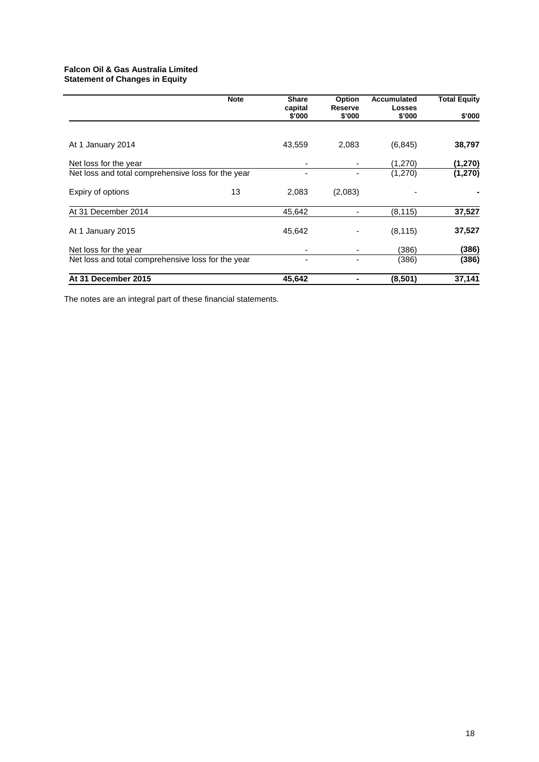**Falcon Oil & Gas Australia Limited**
**Statement of Changes in Equity**

| | Note | Share capital $'000 | Option Reserve $'000 | Accumulated Losses $'000 | Total Equity $'000 |
|---|---|---|---|---|---|
| At 1 January 2014 | | 43,559 | 2,083 | (6,845) | **38,797** |
| Net loss for the year | | - | - | (1,270) | **(1,270)** |
| Net loss and total comprehensive loss for the year | | - | - | (1,270) | **(1,270)** |
| Expiry of options | 13 | 2,083 | (2,083) | - | **-** |
| At 31 December 2014 | | 45,642 | - | (8,115) | **37,527** |
| At 1 January 2015 | | 45,642 | - | (8,115) | **37,527** |
| Net loss for the year | | - | - | (386) | **(386)** |
| Net loss and total comprehensive loss for the year | | - | - | (386) | **(386)** |
| **At 31 December 2015** | | **45,642** | **-** | **(8,501)** | **37,141** |

The notes are an integral part of these financial statements.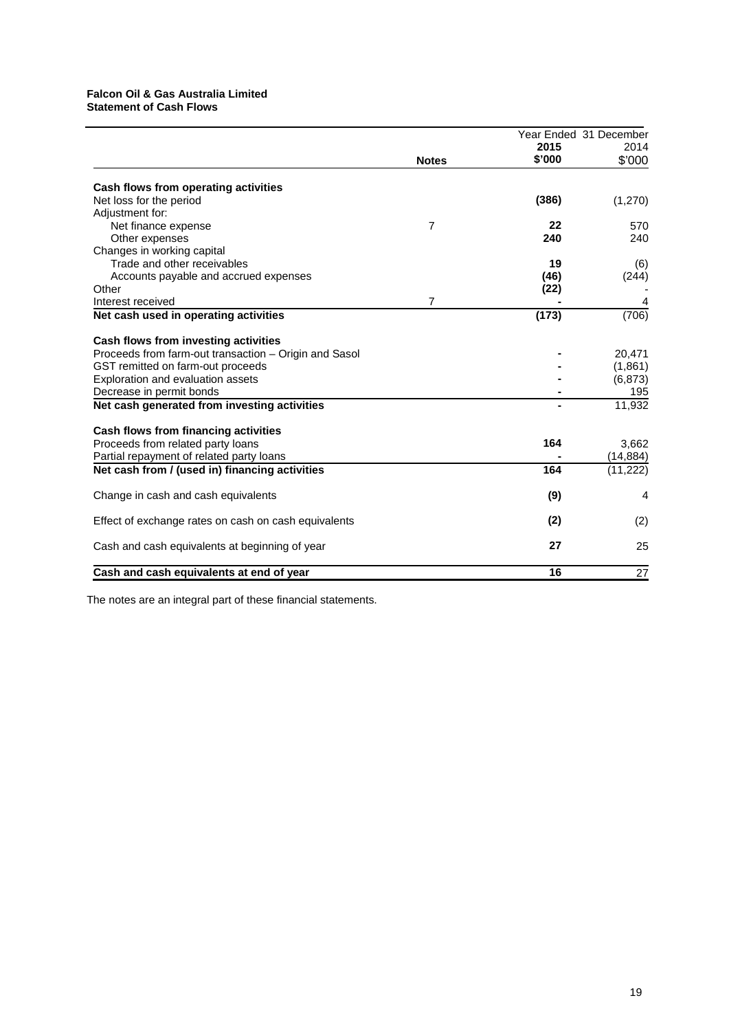**Falcon Oil & Gas Australia Limited**
**Statement of Cash Flows**

| | Notes | Year Ended 31 December 2015 $'000 | 2014 $'000 |
|---|---|---|---|
| **Cash flows from operating activities** | | | |
| Net loss for the period | | **(386)** | (1,270) |
| Adjustment for: | | | |
| Net finance expense | 7 | **22** | 570 |
| Other expenses | | **240** | 240 |
| Changes in working capital | | | |
| Trade and other receivables | | **19** | (6) |
| Accounts payable and accrued expenses | | **(46)** | (244) |
| Other | | **(22)** | - |
| Interest received | 7 | **-** | 4 |
| **Net cash used in operating activities** | | **(173)** | (706) |
| **Cash flows from investing activities** | | | |
| Proceeds from farm-out transaction – Origin and Sasol | | **-** | 20,471 |
| GST remitted on farm-out proceeds | | **-** | (1,861) |
| Exploration and evaluation assets | | **-** | (6,873) |
| Decrease in permit bonds | | **-** | 195 |
| **Net cash generated from investing activities** | | **-** | 11,932 |
| **Cash flows from financing activities** | | | |
| Proceeds from related party loans | | **164** | 3,662 |
| Partial repayment of related party loans | | **-** | (14,884) |
| **Net cash from / (used in) financing activities** | | **164** | (11,222) |
| Change in cash and cash equivalents | | **(9)** | 4 |
| Effect of exchange rates on cash on cash equivalents | | **(2)** | (2) |
| Cash and cash equivalents at beginning of year | | **27** | 25 |
| **Cash and cash equivalents at end of year** | | **16** | 27 |

The notes are an integral part of these financial statements.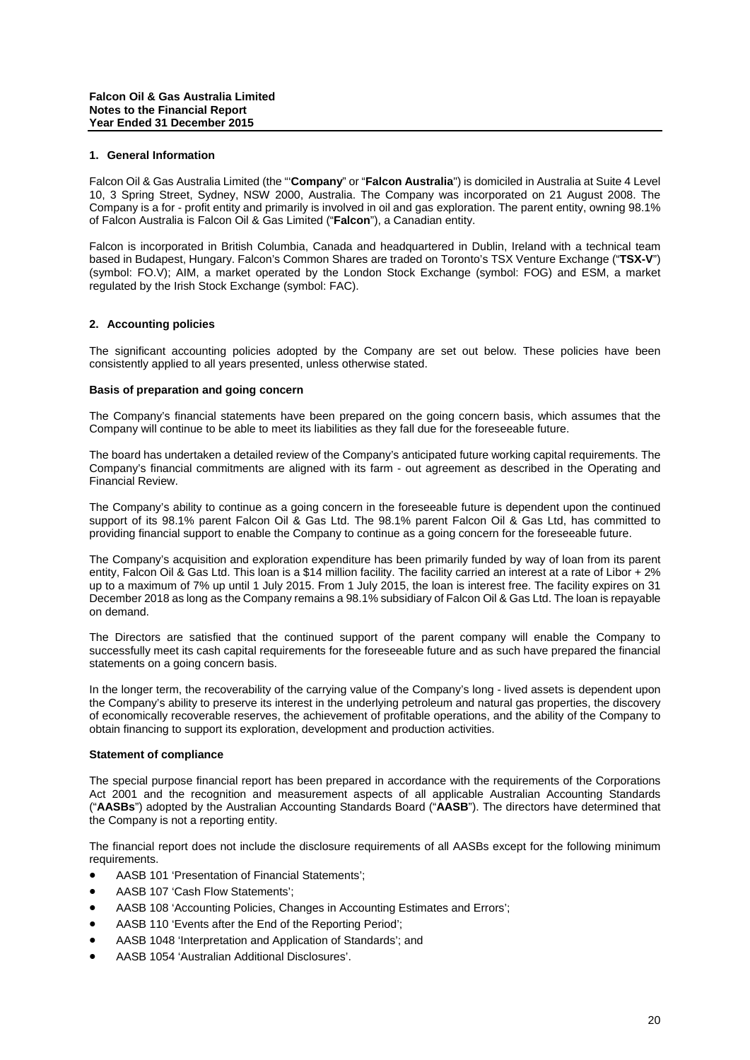## 1. General Information

Falcon Oil & Gas Australia Limited (the "'**Company**" or "**Falcon Australia**") is domiciled in Australia at Suite 4 Level 10, 3 Spring Street, Sydney, NSW 2000, Australia. The Company was incorporated on 21 August 2008. The Company is a for - profit entity and primarily is involved in oil and gas exploration. The parent entity, owning 98.1% of Falcon Australia is Falcon Oil & Gas Limited ("**Falcon**"), a Canadian entity.

Falcon is incorporated in British Columbia, Canada and headquartered in Dublin, Ireland with a technical team based in Budapest, Hungary. Falcon's Common Shares are traded on Toronto's TSX Venture Exchange ("**TSX-V**") (symbol: FO.V); AIM, a market operated by the London Stock Exchange (symbol: FOG) and ESM, a market regulated by the Irish Stock Exchange (symbol: FAC).

## 2. Accounting policies

The significant accounting policies adopted by the Company are set out below. These policies have been consistently applied to all years presented, unless otherwise stated.

### Basis of preparation and going concern

The Company's financial statements have been prepared on the going concern basis, which assumes that the Company will continue to be able to meet its liabilities as they fall due for the foreseeable future.

The board has undertaken a detailed review of the Company's anticipated future working capital requirements. The Company's financial commitments are aligned with its farm - out agreement as described in the Operating and Financial Review.

The Company's ability to continue as a going concern in the foreseeable future is dependent upon the continued support of its 98.1% parent Falcon Oil & Gas Ltd. The 98.1% parent Falcon Oil & Gas Ltd, has committed to providing financial support to enable the Company to continue as a going concern for the foreseeable future.

The Company's acquisition and exploration expenditure has been primarily funded by way of loan from its parent entity, Falcon Oil & Gas Ltd. This loan is a $14 million facility. The facility carried an interest at a rate of Libor + 2% up to a maximum of 7% up until 1 July 2015. From 1 July 2015, the loan is interest free. The facility expires on 31 December 2018 as long as the Company remains a 98.1% subsidiary of Falcon Oil & Gas Ltd. The loan is repayable on demand.

The Directors are satisfied that the continued support of the parent company will enable the Company to successfully meet its cash capital requirements for the foreseeable future and as such have prepared the financial statements on a going concern basis.

In the longer term, the recoverability of the carrying value of the Company's long - lived assets is dependent upon the Company's ability to preserve its interest in the underlying petroleum and natural gas properties, the discovery of economically recoverable reserves, the achievement of profitable operations, and the ability of the Company to obtain financing to support its exploration, development and production activities.

### Statement of compliance

The special purpose financial report has been prepared in accordance with the requirements of the Corporations Act 2001 and the recognition and measurement aspects of all applicable Australian Accounting Standards ("**AASBs**") adopted by the Australian Accounting Standards Board ("**AASB**"). The directors have determined that the Company is not a reporting entity.

The financial report does not include the disclosure requirements of all AASBs except for the following minimum requirements.

- AASB 101 'Presentation of Financial Statements';
- AASB 107 'Cash Flow Statements';
- AASB 108 'Accounting Policies, Changes in Accounting Estimates and Errors';
- AASB 110 'Events after the End of the Reporting Period';
- AASB 1048 'Interpretation and Application of Standards'; and
- AASB 1054 'Australian Additional Disclosures'.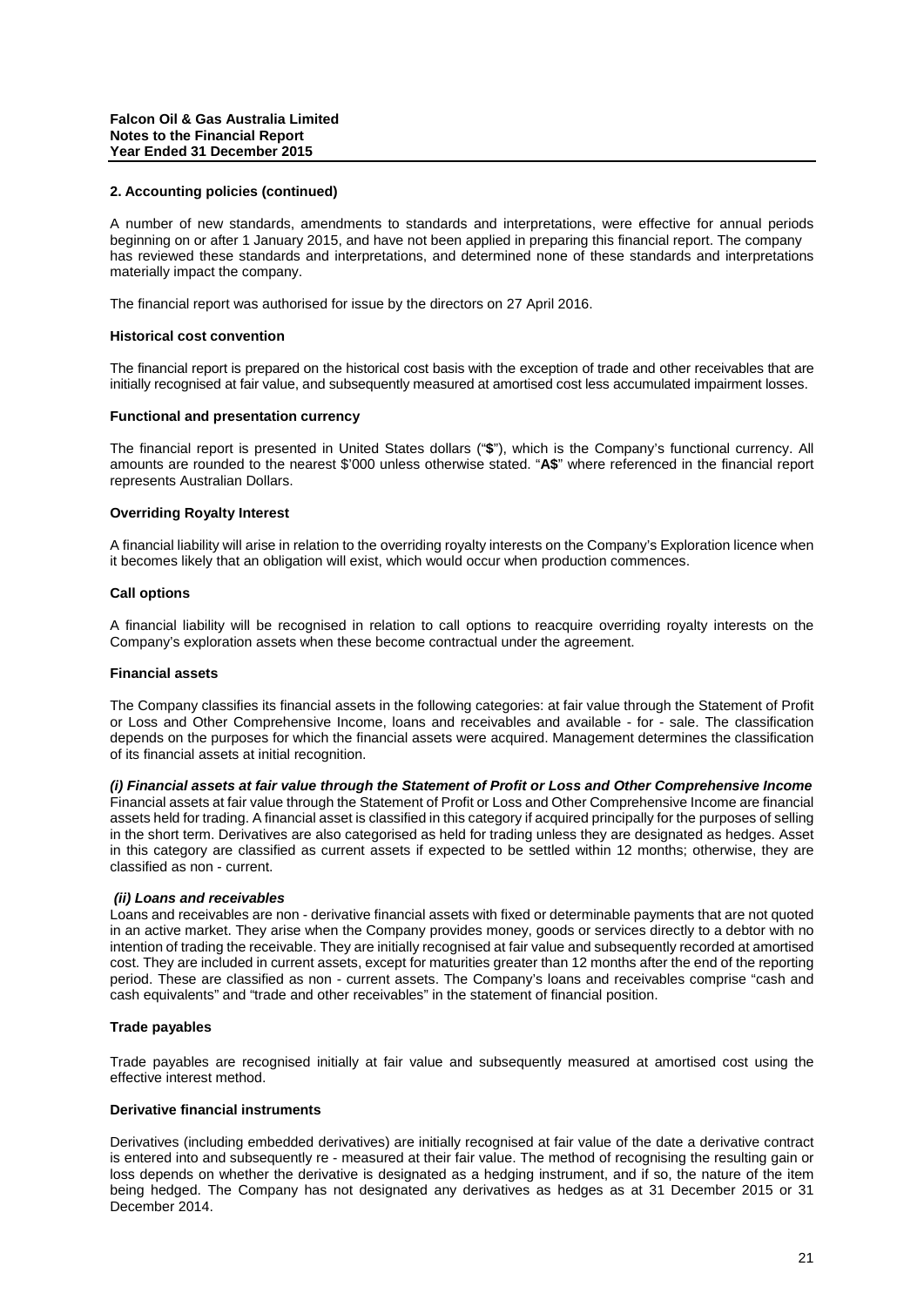## 2. Accounting policies (continued)

A number of new standards, amendments to standards and interpretations, were effective for annual periods beginning on or after 1 January 2015, and have not been applied in preparing this financial report. The company has reviewed these standards and interpretations, and determined none of these standards and interpretations materially impact the company.

The financial report was authorised for issue by the directors on 27 April 2016.

### Historical cost convention

The financial report is prepared on the historical cost basis with the exception of trade and other receivables that are initially recognised at fair value, and subsequently measured at amortised cost less accumulated impairment losses.

### Functional and presentation currency

The financial report is presented in United States dollars ("**$**"), which is the Company's functional currency. All amounts are rounded to the nearest $'000 unless otherwise stated. "**A$**" where referenced in the financial report represents Australian Dollars.

### Overriding Royalty Interest

A financial liability will arise in relation to the overriding royalty interests on the Company's Exploration licence when it becomes likely that an obligation will exist, which would occur when production commences.

### Call options

A financial liability will be recognised in relation to call options to reacquire overriding royalty interests on the Company's exploration assets when these become contractual under the agreement.

### Financial assets

The Company classifies its financial assets in the following categories: at fair value through the Statement of Profit or Loss and Other Comprehensive Income, loans and receivables and available - for - sale. The classification depends on the purposes for which the financial assets were acquired. Management determines the classification of its financial assets at initial recognition.

***(i) Financial assets at fair value through the Statement of Profit or Loss and Other Comprehensive Income***
Financial assets at fair value through the Statement of Profit or Loss and Other Comprehensive Income are financial assets held for trading. A financial asset is classified in this category if acquired principally for the purposes of selling in the short term. Derivatives are also categorised as held for trading unless they are designated as hedges. Asset in this category are classified as current assets if expected to be settled within 12 months; otherwise, they are classified as non - current.

***(ii) Loans and receivables***
Loans and receivables are non - derivative financial assets with fixed or determinable payments that are not quoted in an active market. They arise when the Company provides money, goods or services directly to a debtor with no intention of trading the receivable. They are initially recognised at fair value and subsequently recorded at amortised cost. They are included in current assets, except for maturities greater than 12 months after the end of the reporting period. These are classified as non - current assets. The Company's loans and receivables comprise "cash and cash equivalents" and "trade and other receivables" in the statement of financial position.

### Trade payables

Trade payables are recognised initially at fair value and subsequently measured at amortised cost using the effective interest method.

### Derivative financial instruments

Derivatives (including embedded derivatives) are initially recognised at fair value of the date a derivative contract is entered into and subsequently re - measured at their fair value. The method of recognising the resulting gain or loss depends on whether the derivative is designated as a hedging instrument, and if so, the nature of the item being hedged. The Company has not designated any derivatives as hedges as at 31 December 2015 or 31 December 2014.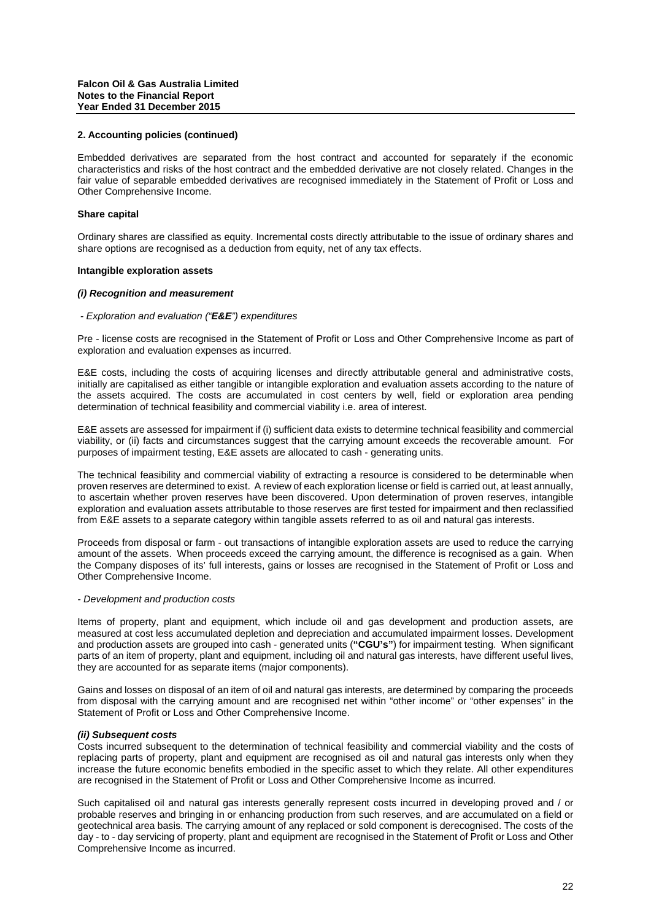## 2. Accounting policies (continued)

Embedded derivatives are separated from the host contract and accounted for separately if the economic characteristics and risks of the host contract and the embedded derivative are not closely related. Changes in the fair value of separable embedded derivatives are recognised immediately in the Statement of Profit or Loss and Other Comprehensive Income.

### Share capital

Ordinary shares are classified as equity. Incremental costs directly attributable to the issue of ordinary shares and share options are recognised as a deduction from equity, net of any tax effects.

### Intangible exploration assets

#### *(i) Recognition and measurement*

*- Exploration and evaluation ("**E&E**") expenditures*

Pre - license costs are recognised in the Statement of Profit or Loss and Other Comprehensive Income as part of exploration and evaluation expenses as incurred.

E&E costs, including the costs of acquiring licenses and directly attributable general and administrative costs, initially are capitalised as either tangible or intangible exploration and evaluation assets according to the nature of the assets acquired. The costs are accumulated in cost centers by well, field or exploration area pending determination of technical feasibility and commercial viability i.e. area of interest.

E&E assets are assessed for impairment if (i) sufficient data exists to determine technical feasibility and commercial viability, or (ii) facts and circumstances suggest that the carrying amount exceeds the recoverable amount. For purposes of impairment testing, E&E assets are allocated to cash - generating units.

The technical feasibility and commercial viability of extracting a resource is considered to be determinable when proven reserves are determined to exist. A review of each exploration license or field is carried out, at least annually, to ascertain whether proven reserves have been discovered. Upon determination of proven reserves, intangible exploration and evaluation assets attributable to those reserves are first tested for impairment and then reclassified from E&E assets to a separate category within tangible assets referred to as oil and natural gas interests.

Proceeds from disposal or farm - out transactions of intangible exploration assets are used to reduce the carrying amount of the assets. When proceeds exceed the carrying amount, the difference is recognised as a gain. When the Company disposes of its' full interests, gains or losses are recognised in the Statement of Profit or Loss and Other Comprehensive Income.

*- Development and production costs*

Items of property, plant and equipment, which include oil and gas development and production assets, are measured at cost less accumulated depletion and depreciation and accumulated impairment losses. Development and production assets are grouped into cash - generated units (**"CGU's"**) for impairment testing. When significant parts of an item of property, plant and equipment, including oil and natural gas interests, have different useful lives, they are accounted for as separate items (major components).

Gains and losses on disposal of an item of oil and natural gas interests, are determined by comparing the proceeds from disposal with the carrying amount and are recognised net within "other income" or "other expenses" in the Statement of Profit or Loss and Other Comprehensive Income.

#### *(ii) Subsequent costs*

Costs incurred subsequent to the determination of technical feasibility and commercial viability and the costs of replacing parts of property, plant and equipment are recognised as oil and natural gas interests only when they increase the future economic benefits embodied in the specific asset to which they relate. All other expenditures are recognised in the Statement of Profit or Loss and Other Comprehensive Income as incurred.

Such capitalised oil and natural gas interests generally represent costs incurred in developing proved and / or probable reserves and bringing in or enhancing production from such reserves, and are accumulated on a field or geotechnical area basis. The carrying amount of any replaced or sold component is derecognised. The costs of the day - to - day servicing of property, plant and equipment are recognised in the Statement of Profit or Loss and Other Comprehensive Income as incurred.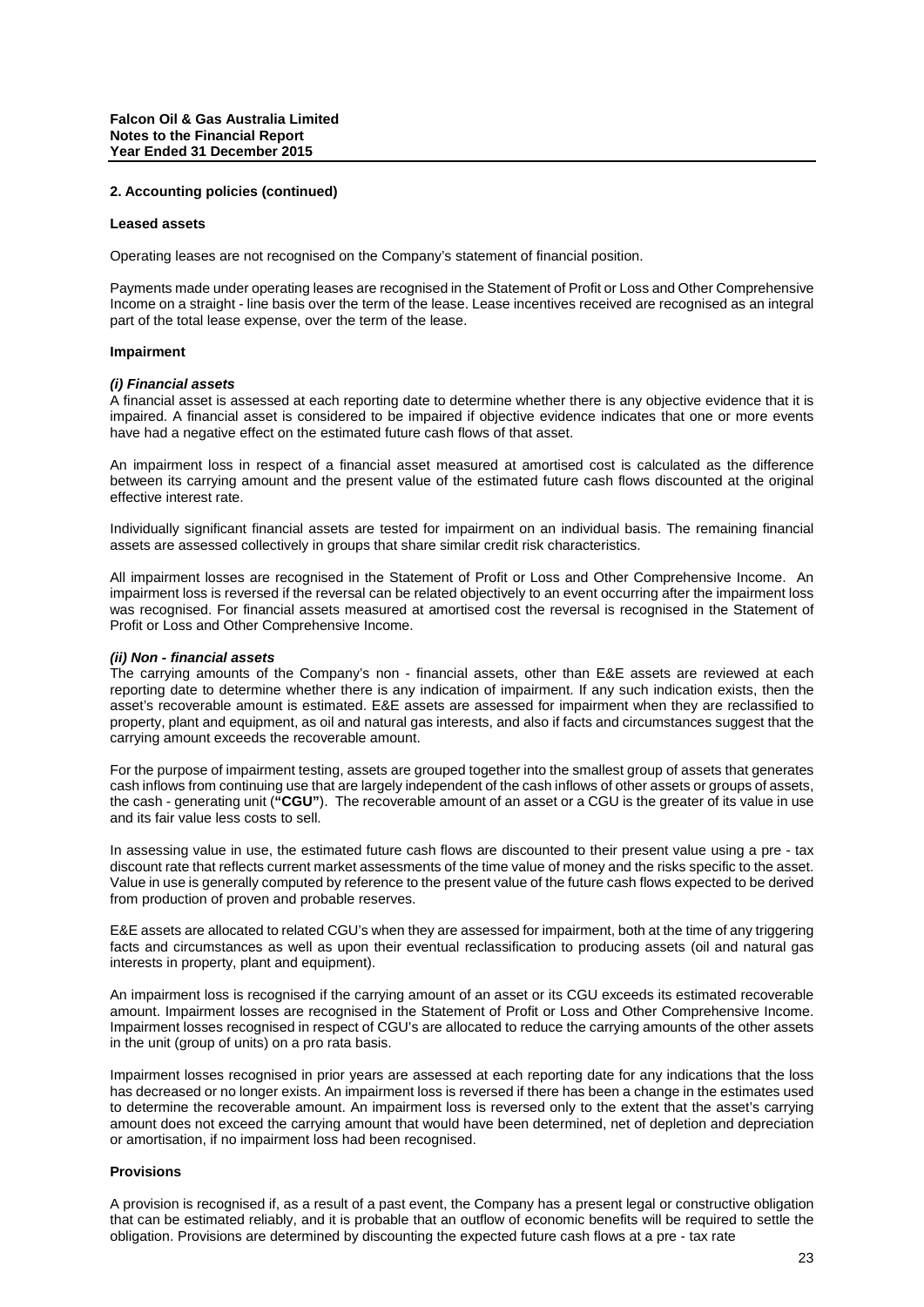## 2. Accounting policies (continued)

### Leased assets

Operating leases are not recognised on the Company's statement of financial position.

Payments made under operating leases are recognised in the Statement of Profit or Loss and Other Comprehensive Income on a straight - line basis over the term of the lease. Lease incentives received are recognised as an integral part of the total lease expense, over the term of the lease.

### Impairment

***(i) Financial assets***

A financial asset is assessed at each reporting date to determine whether there is any objective evidence that it is impaired. A financial asset is considered to be impaired if objective evidence indicates that one or more events have had a negative effect on the estimated future cash flows of that asset.

An impairment loss in respect of a financial asset measured at amortised cost is calculated as the difference between its carrying amount and the present value of the estimated future cash flows discounted at the original effective interest rate.

Individually significant financial assets are tested for impairment on an individual basis. The remaining financial assets are assessed collectively in groups that share similar credit risk characteristics.

All impairment losses are recognised in the Statement of Profit or Loss and Other Comprehensive Income. An impairment loss is reversed if the reversal can be related objectively to an event occurring after the impairment loss was recognised. For financial assets measured at amortised cost the reversal is recognised in the Statement of Profit or Loss and Other Comprehensive Income.

***(ii) Non - financial assets***

The carrying amounts of the Company's non - financial assets, other than E&E assets are reviewed at each reporting date to determine whether there is any indication of impairment. If any such indication exists, then the asset's recoverable amount is estimated. E&E assets are assessed for impairment when they are reclassified to property, plant and equipment, as oil and natural gas interests, and also if facts and circumstances suggest that the carrying amount exceeds the recoverable amount.

For the purpose of impairment testing, assets are grouped together into the smallest group of assets that generates cash inflows from continuing use that are largely independent of the cash inflows of other assets or groups of assets, the cash - generating unit (**"CGU"**). The recoverable amount of an asset or a CGU is the greater of its value in use and its fair value less costs to sell.

In assessing value in use, the estimated future cash flows are discounted to their present value using a pre - tax discount rate that reflects current market assessments of the time value of money and the risks specific to the asset. Value in use is generally computed by reference to the present value of the future cash flows expected to be derived from production of proven and probable reserves.

E&E assets are allocated to related CGU's when they are assessed for impairment, both at the time of any triggering facts and circumstances as well as upon their eventual reclassification to producing assets (oil and natural gas interests in property, plant and equipment).

An impairment loss is recognised if the carrying amount of an asset or its CGU exceeds its estimated recoverable amount. Impairment losses are recognised in the Statement of Profit or Loss and Other Comprehensive Income. Impairment losses recognised in respect of CGU's are allocated to reduce the carrying amounts of the other assets in the unit (group of units) on a pro rata basis.

Impairment losses recognised in prior years are assessed at each reporting date for any indications that the loss has decreased or no longer exists. An impairment loss is reversed if there has been a change in the estimates used to determine the recoverable amount. An impairment loss is reversed only to the extent that the asset's carrying amount does not exceed the carrying amount that would have been determined, net of depletion and depreciation or amortisation, if no impairment loss had been recognised.

### Provisions

A provision is recognised if, as a result of a past event, the Company has a present legal or constructive obligation that can be estimated reliably, and it is probable that an outflow of economic benefits will be required to settle the obligation. Provisions are determined by discounting the expected future cash flows at a pre - tax rate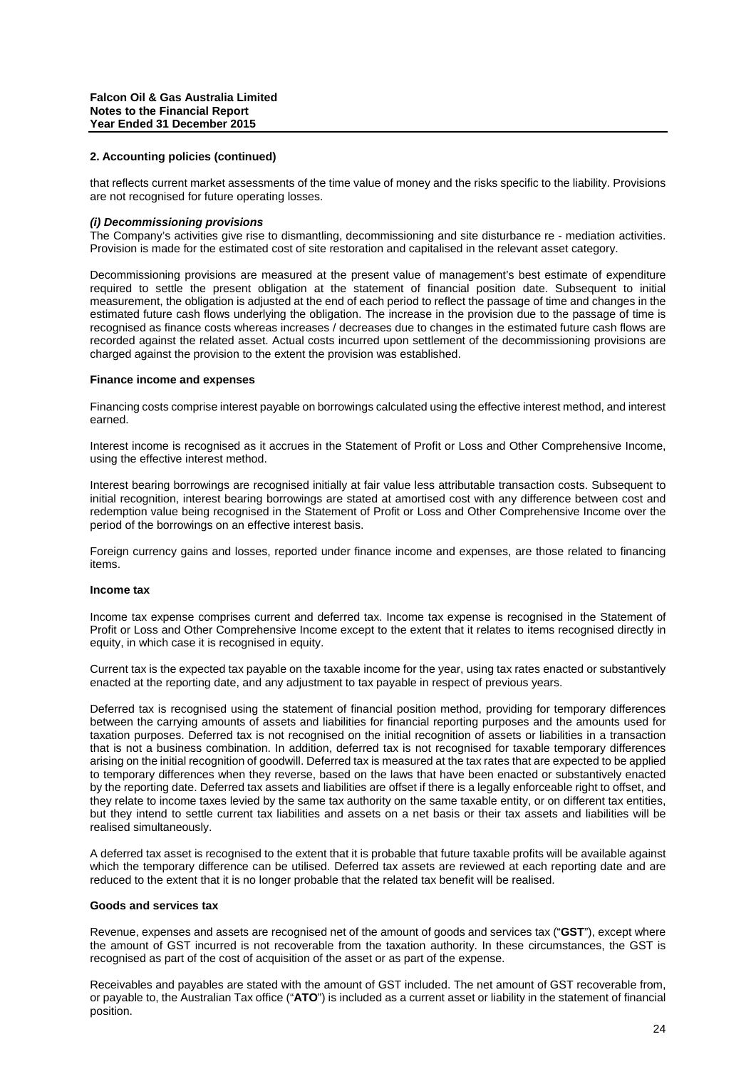## 2. Accounting policies (continued)

that reflects current market assessments of the time value of money and the risks specific to the liability. Provisions are not recognised for future operating losses.

***(i) Decommissioning provisions***

The Company's activities give rise to dismantling, decommissioning and site disturbance re - mediation activities. Provision is made for the estimated cost of site restoration and capitalised in the relevant asset category.

Decommissioning provisions are measured at the present value of management's best estimate of expenditure required to settle the present obligation at the statement of financial position date. Subsequent to initial measurement, the obligation is adjusted at the end of each period to reflect the passage of time and changes in the estimated future cash flows underlying the obligation. The increase in the provision due to the passage of time is recognised as finance costs whereas increases / decreases due to changes in the estimated future cash flows are recorded against the related asset. Actual costs incurred upon settlement of the decommissioning provisions are charged against the provision to the extent the provision was established.

**Finance income and expenses**

Financing costs comprise interest payable on borrowings calculated using the effective interest method, and interest earned.

Interest income is recognised as it accrues in the Statement of Profit or Loss and Other Comprehensive Income, using the effective interest method.

Interest bearing borrowings are recognised initially at fair value less attributable transaction costs. Subsequent to initial recognition, interest bearing borrowings are stated at amortised cost with any difference between cost and redemption value being recognised in the Statement of Profit or Loss and Other Comprehensive Income over the period of the borrowings on an effective interest basis.

Foreign currency gains and losses, reported under finance income and expenses, are those related to financing items.

**Income tax**

Income tax expense comprises current and deferred tax. Income tax expense is recognised in the Statement of Profit or Loss and Other Comprehensive Income except to the extent that it relates to items recognised directly in equity, in which case it is recognised in equity.

Current tax is the expected tax payable on the taxable income for the year, using tax rates enacted or substantively enacted at the reporting date, and any adjustment to tax payable in respect of previous years.

Deferred tax is recognised using the statement of financial position method, providing for temporary differences between the carrying amounts of assets and liabilities for financial reporting purposes and the amounts used for taxation purposes. Deferred tax is not recognised on the initial recognition of assets or liabilities in a transaction that is not a business combination. In addition, deferred tax is not recognised for taxable temporary differences arising on the initial recognition of goodwill. Deferred tax is measured at the tax rates that are expected to be applied to temporary differences when they reverse, based on the laws that have been enacted or substantively enacted by the reporting date. Deferred tax assets and liabilities are offset if there is a legally enforceable right to offset, and they relate to income taxes levied by the same tax authority on the same taxable entity, or on different tax entities, but they intend to settle current tax liabilities and assets on a net basis or their tax assets and liabilities will be realised simultaneously.

A deferred tax asset is recognised to the extent that it is probable that future taxable profits will be available against which the temporary difference can be utilised. Deferred tax assets are reviewed at each reporting date and are reduced to the extent that it is no longer probable that the related tax benefit will be realised.

**Goods and services tax**

Revenue, expenses and assets are recognised net of the amount of goods and services tax ("**GST**"), except where the amount of GST incurred is not recoverable from the taxation authority. In these circumstances, the GST is recognised as part of the cost of acquisition of the asset or as part of the expense.

Receivables and payables are stated with the amount of GST included. The net amount of GST recoverable from, or payable to, the Australian Tax office ("**ATO**") is included as a current asset or liability in the statement of financial position.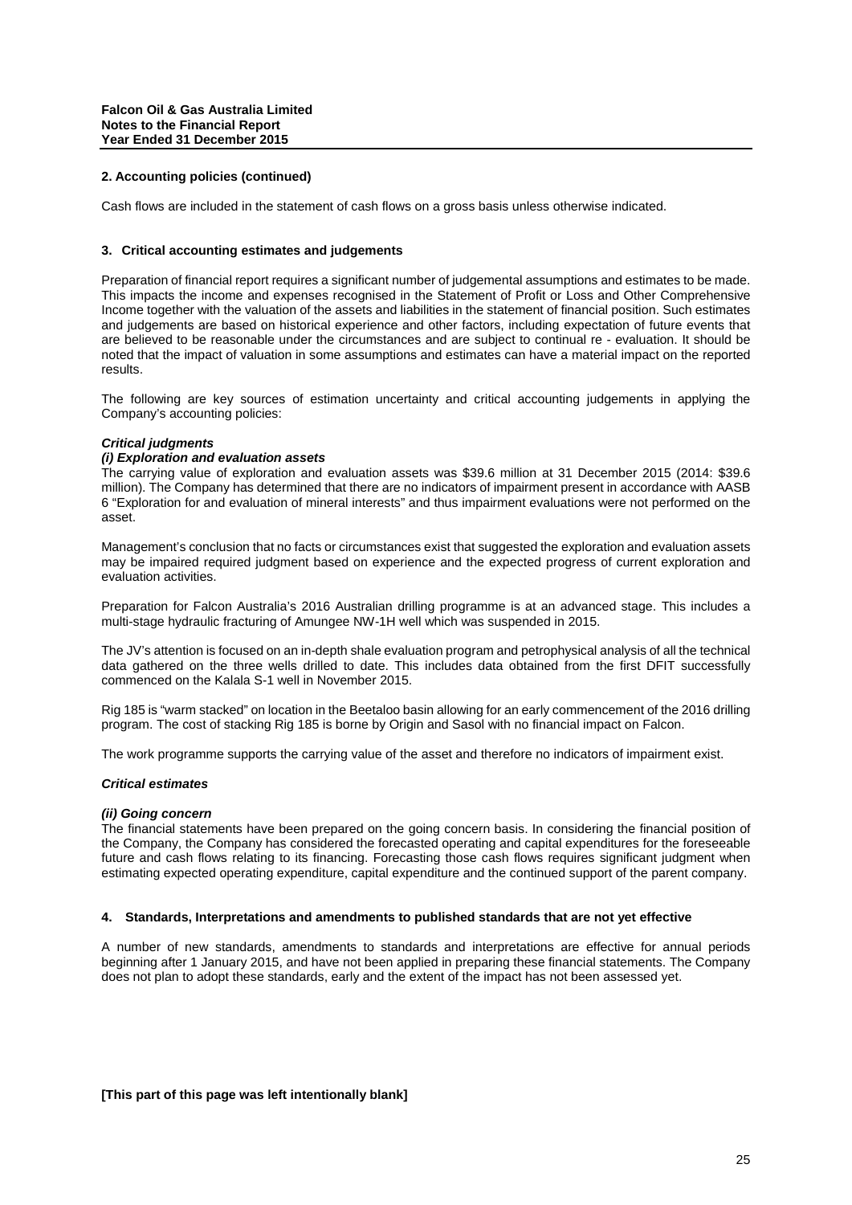## 2. Accounting policies (continued)

Cash flows are included in the statement of cash flows on a gross basis unless otherwise indicated.

## 3. Critical accounting estimates and judgements

Preparation of financial report requires a significant number of judgemental assumptions and estimates to be made. This impacts the income and expenses recognised in the Statement of Profit or Loss and Other Comprehensive Income together with the valuation of the assets and liabilities in the statement of financial position. Such estimates and judgements are based on historical experience and other factors, including expectation of future events that are believed to be reasonable under the circumstances and are subject to continual re - evaluation. It should be noted that the impact of valuation in some assumptions and estimates can have a material impact on the reported results.

The following are key sources of estimation uncertainty and critical accounting judgements in applying the Company's accounting policies:

***Critical judgments***

***(i) Exploration and evaluation assets***

The carrying value of exploration and evaluation assets was $39.6 million at 31 December 2015 (2014: $39.6 million). The Company has determined that there are no indicators of impairment present in accordance with AASB 6 "Exploration for and evaluation of mineral interests" and thus impairment evaluations were not performed on the asset.

Management's conclusion that no facts or circumstances exist that suggested the exploration and evaluation assets may be impaired required judgment based on experience and the expected progress of current exploration and evaluation activities.

Preparation for Falcon Australia's 2016 Australian drilling programme is at an advanced stage. This includes a multi-stage hydraulic fracturing of Amungee NW-1H well which was suspended in 2015.

The JV's attention is focused on an in-depth shale evaluation program and petrophysical analysis of all the technical data gathered on the three wells drilled to date. This includes data obtained from the first DFIT successfully commenced on the Kalala S-1 well in November 2015.

Rig 185 is "warm stacked" on location in the Beetaloo basin allowing for an early commencement of the 2016 drilling program. The cost of stacking Rig 185 is borne by Origin and Sasol with no financial impact on Falcon.

The work programme supports the carrying value of the asset and therefore no indicators of impairment exist.

***Critical estimates***

***(ii) Going concern***

The financial statements have been prepared on the going concern basis. In considering the financial position of the Company, the Company has considered the forecasted operating and capital expenditures for the foreseeable future and cash flows relating to its financing. Forecasting those cash flows requires significant judgment when estimating expected operating expenditure, capital expenditure and the continued support of the parent company.

## 4. Standards, Interpretations and amendments to published standards that are not yet effective

A number of new standards, amendments to standards and interpretations are effective for annual periods beginning after 1 January 2015, and have not been applied in preparing these financial statements. The Company does not plan to adopt these standards, early and the extent of the impact has not been assessed yet.

**[This part of this page was left intentionally blank]**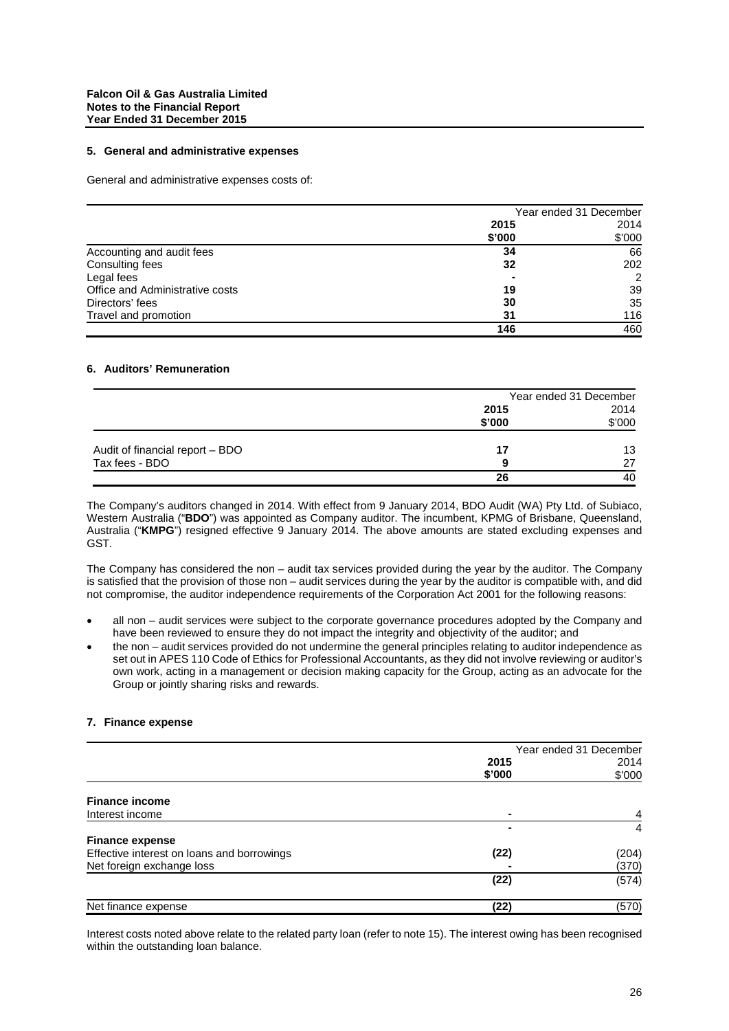## 5. General and administrative expenses

General and administrative expenses costs of:

| | Year ended 31 December | |
|---|---|---|
| | **2015** | 2014 |
| | **\$'000** | \$'000 |
| Accounting and audit fees | **34** | 66 |
| Consulting fees | **32** | 202 |
| Legal fees | **-** | 2 |
| Office and Administrative costs | **19** | 39 |
| Directors' fees | **30** | 35 |
| Travel and promotion | **31** | 116 |
| | **146** | 460 |

## 6. Auditors' Remuneration

| | Year ended 31 December | |
|---|---|---|
| | **2015** | 2014 |
| | **\$'000** | \$'000 |
| Audit of financial report – BDO | **17** | 13 |
| Tax fees - BDO | **9** | 27 |
| | **26** | 40 |

The Company's auditors changed in 2014. With effect from 9 January 2014, BDO Audit (WA) Pty Ltd. of Subiaco, Western Australia ("**BDO**") was appointed as Company auditor. The incumbent, KPMG of Brisbane, Queensland, Australia ("**KMPG**") resigned effective 9 January 2014. The above amounts are stated excluding expenses and GST.

The Company has considered the non – audit tax services provided during the year by the auditor. The Company is satisfied that the provision of those non – audit services during the year by the auditor is compatible with, and did not compromise, the auditor independence requirements of the Corporation Act 2001 for the following reasons:

- all non – audit services were subject to the corporate governance procedures adopted by the Company and have been reviewed to ensure they do not impact the integrity and objectivity of the auditor; and
- the non – audit services provided do not undermine the general principles relating to auditor independence as set out in APES 110 Code of Ethics for Professional Accountants, as they did not involve reviewing or auditor's own work, acting in a management or decision making capacity for the Group, acting as an advocate for the Group or jointly sharing risks and rewards.

## 7. Finance expense

| | Year ended 31 December | |
|---|---|---|
| | **2015** | 2014 |
| | **\$'000** | \$'000 |
| **Finance income** | | |
| Interest income | **-** | 4 |
| | **-** | 4 |
| **Finance expense** | | |
| Effective interest on loans and borrowings | **(22)** | (204) |
| Net foreign exchange loss | **-** | (370) |
| | **(22)** | (574) |
| Net finance expense | **(22)** | (570) |

Interest costs noted above relate to the related party loan (refer to note 15). The interest owing has been recognised within the outstanding loan balance.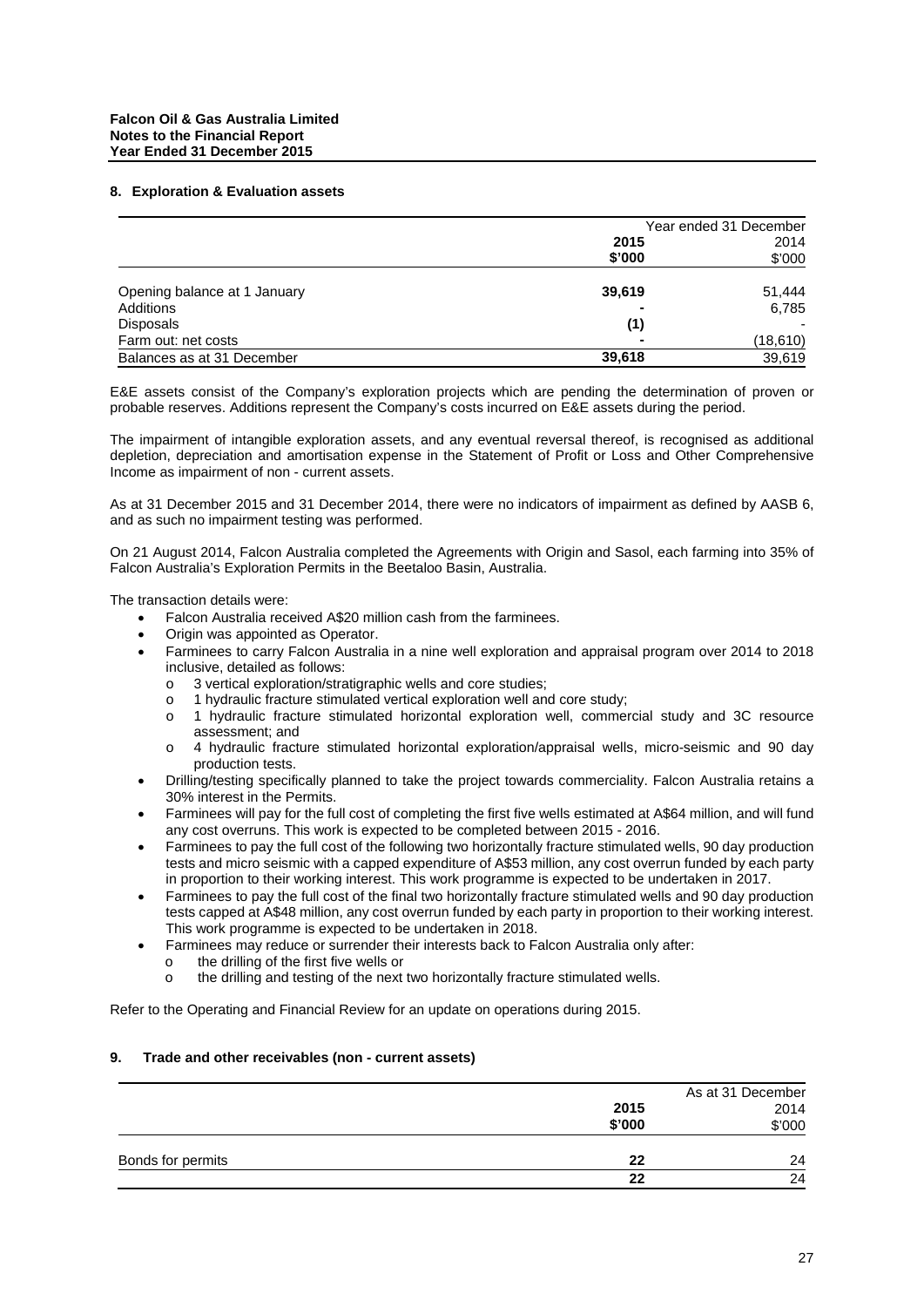## 8. Exploration & Evaluation assets

| | Year ended 31 December | |
|---|---|---|
| | **2015** | 2014 |
| | **\$'000** | \$'000 |
| Opening balance at 1 January | **39,619** | 51,444 |
| Additions | **-** | 6,785 |
| Disposals | **(1)** | - |
| Farm out: net costs | **-** | (18,610) |
| Balances as at 31 December | **39,618** | 39,619 |

E&E assets consist of the Company's exploration projects which are pending the determination of proven or probable reserves. Additions represent the Company's costs incurred on E&E assets during the period.

The impairment of intangible exploration assets, and any eventual reversal thereof, is recognised as additional depletion, depreciation and amortisation expense in the Statement of Profit or Loss and Other Comprehensive Income as impairment of non - current assets.

As at 31 December 2015 and 31 December 2014, there were no indicators of impairment as defined by AASB 6, and as such no impairment testing was performed.

On 21 August 2014, Falcon Australia completed the Agreements with Origin and Sasol, each farming into 35% of Falcon Australia's Exploration Permits in the Beetaloo Basin, Australia.

The transaction details were:

- Falcon Australia received A\$20 million cash from the farminees.
- Origin was appointed as Operator.
- Farminees to carry Falcon Australia in a nine well exploration and appraisal program over 2014 to 2018 inclusive, detailed as follows:
  - 3 vertical exploration/stratigraphic wells and core studies;
  - 1 hydraulic fracture stimulated vertical exploration well and core study;
  - 1 hydraulic fracture stimulated horizontal exploration well, commercial study and 3C resource assessment; and
  - 4 hydraulic fracture stimulated horizontal exploration/appraisal wells, micro-seismic and 90 day production tests.
- Drilling/testing specifically planned to take the project towards commerciality. Falcon Australia retains a 30% interest in the Permits.
- Farminees will pay for the full cost of completing the first five wells estimated at A\$64 million, and will fund any cost overruns. This work is expected to be completed between 2015 - 2016.
- Farminees to pay the full cost of the following two horizontally fracture stimulated wells, 90 day production tests and micro seismic with a capped expenditure of A\$53 million, any cost overrun funded by each party in proportion to their working interest. This work programme is expected to be undertaken in 2017.
- Farminees to pay the full cost of the final two horizontally fracture stimulated wells and 90 day production tests capped at A\$48 million, any cost overrun funded by each party in proportion to their working interest. This work programme is expected to be undertaken in 2018.
- Farminees may reduce or surrender their interests back to Falcon Australia only after:
  - the drilling of the first five wells or
  - the drilling and testing of the next two horizontally fracture stimulated wells.

Refer to the Operating and Financial Review for an update on operations during 2015.

## 9. Trade and other receivables (non - current assets)

| | As at 31 December | |
|---|---|---|
| | **2015** | 2014 |
| | **\$'000** | \$'000 |
| Bonds for permits | **22** | 24 |
| | **22** | 24 |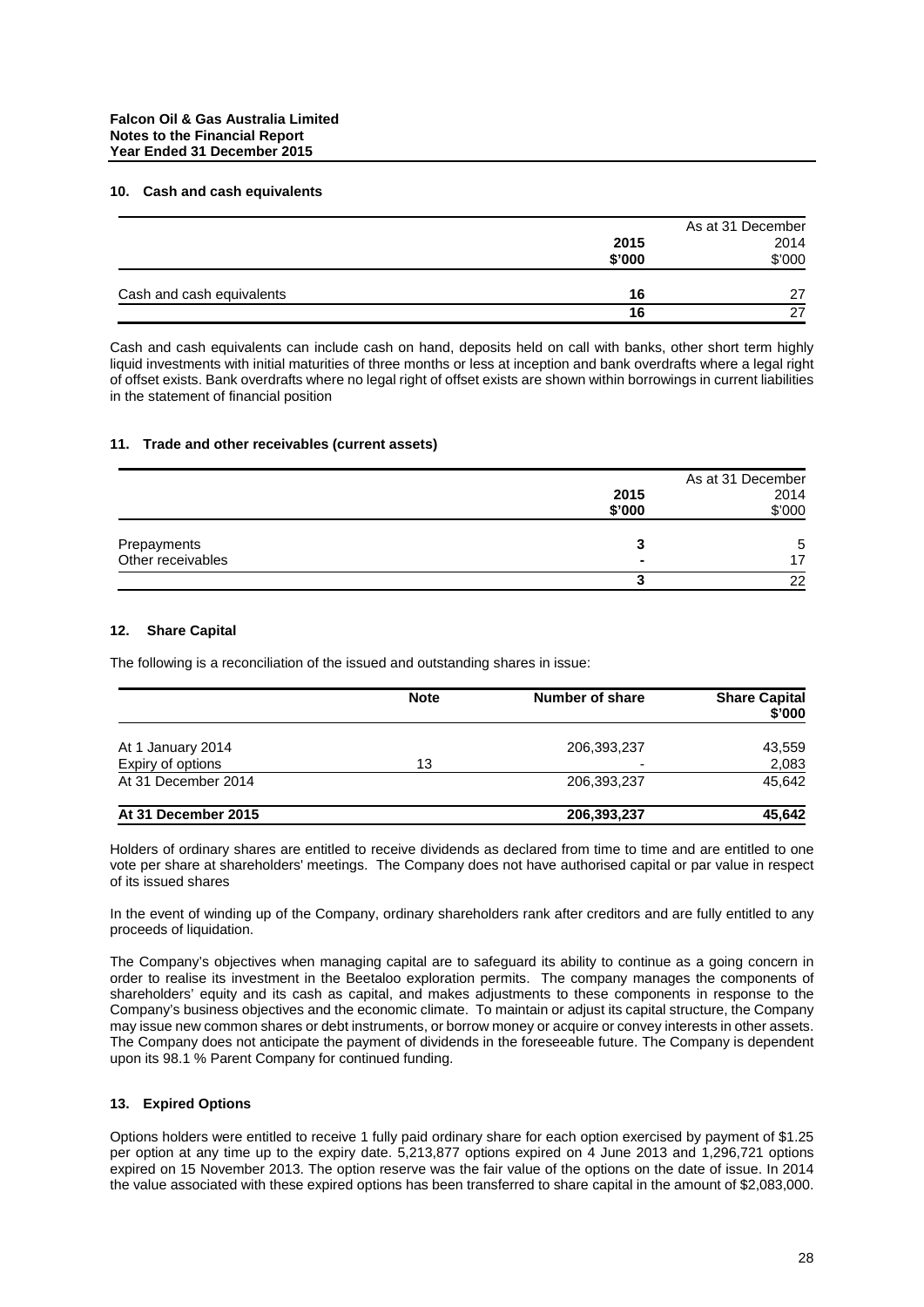Falcon Oil & Gas Australia Limited
Notes to the Financial Report
Year Ended 31 December 2015

### 10. Cash and cash equivalents

| | As at 31 December | |
|---|---|---|
| | **2015** | 2014 |
| | **\$'000** | \$'000 |
| Cash and cash equivalents | **16** | 27 |
| | **16** | 27 |

Cash and cash equivalents can include cash on hand, deposits held on call with banks, other short term highly liquid investments with initial maturities of three months or less at inception and bank overdrafts where a legal right of offset exists. Bank overdrafts where no legal right of offset exists are shown within borrowings in current liabilities in the statement of financial position

### 11. Trade and other receivables (current assets)

| | As at 31 December | |
|---|---|---|
| | **2015** | 2014 |
| | **\$'000** | \$'000 |
| Prepayments | **3** | 5 |
| Other receivables | **-** | 17 |
| | **3** | 22 |

### 12. Share Capital

The following is a reconciliation of the issued and outstanding shares in issue:

| | **Note** | **Number of share** | **Share Capital \$'000** |
|---|---|---|---|
| At 1 January 2014 | | 206,393,237 | 43,559 |
| Expiry of options | 13 | - | 2,083 |
| At 31 December 2014 | | 206,393,237 | 45,642 |
| **At 31 December 2015** | | **206,393,237** | **45,642** |

Holders of ordinary shares are entitled to receive dividends as declared from time to time and are entitled to one vote per share at shareholders' meetings. The Company does not have authorised capital or par value in respect of its issued shares

In the event of winding up of the Company, ordinary shareholders rank after creditors and are fully entitled to any proceeds of liquidation.

The Company's objectives when managing capital are to safeguard its ability to continue as a going concern in order to realise its investment in the Beetaloo exploration permits. The company manages the components of shareholders' equity and its cash as capital, and makes adjustments to these components in response to the Company's business objectives and the economic climate. To maintain or adjust its capital structure, the Company may issue new common shares or debt instruments, or borrow money or acquire or convey interests in other assets. The Company does not anticipate the payment of dividends in the foreseeable future. The Company is dependent upon its 98.1 % Parent Company for continued funding.

### 13. Expired Options

Options holders were entitled to receive 1 fully paid ordinary share for each option exercised by payment of \$1.25 per option at any time up to the expiry date. 5,213,877 options expired on 4 June 2013 and 1,296,721 options expired on 15 November 2013. The option reserve was the fair value of the options on the date of issue. In 2014 the value associated with these expired options has been transferred to share capital in the amount of \$2,083,000.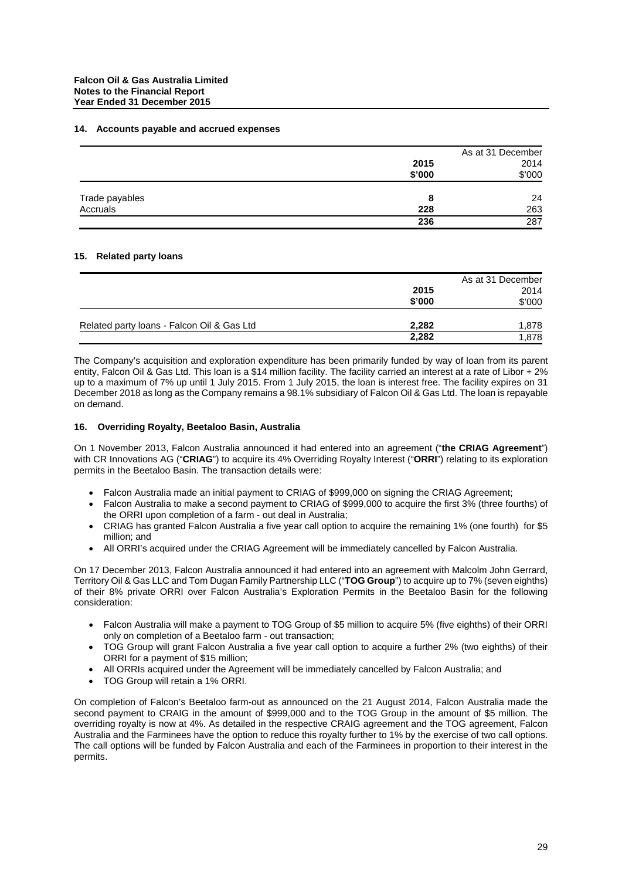## 14. Accounts payable and accrued expenses

| | As at 31 December | |
|---|---|---|
| | **2015** | 2014 |
| | **\$'000** | \$'000 |
| Trade payables | **8** | 24 |
| Accruals | **228** | 263 |
| | **236** | 287 |

## 15. Related party loans

| | As at 31 December | |
|---|---|---|
| | **2015** | 2014 |
| | **\$'000** | \$'000 |
| Related party loans - Falcon Oil & Gas Ltd | **2,282** | 1,878 |
| | **2,282** | 1,878 |

The Company's acquisition and exploration expenditure has been primarily funded by way of loan from its parent entity, Falcon Oil & Gas Ltd. This loan is a \$14 million facility. The facility carried an interest at a rate of Libor + 2% up to a maximum of 7% up until 1 July 2015. From 1 July 2015, the loan is interest free. The facility expires on 31 December 2018 as long as the Company remains a 98.1% subsidiary of Falcon Oil & Gas Ltd. The loan is repayable on demand.

## 16. Overriding Royalty, Beetaloo Basin, Australia

On 1 November 2013, Falcon Australia announced it had entered into an agreement ("**the CRIAG Agreement**") with CR Innovations AG ("**CRIAG**") to acquire its 4% Overriding Royalty Interest ("**ORRI**") relating to its exploration permits in the Beetaloo Basin. The transaction details were:

- Falcon Australia made an initial payment to CRIAG of \$999,000 on signing the CRIAG Agreement;
- Falcon Australia to make a second payment to CRIAG of \$999,000 to acquire the first 3% (three fourths) of the ORRI upon completion of a farm - out deal in Australia;
- CRIAG has granted Falcon Australia a five year call option to acquire the remaining 1% (one fourth) for \$5 million; and
- All ORRI's acquired under the CRIAG Agreement will be immediately cancelled by Falcon Australia.

On 17 December 2013, Falcon Australia announced it had entered into an agreement with Malcolm John Gerrard, Territory Oil & Gas LLC and Tom Dugan Family Partnership LLC ("**TOG Group**") to acquire up to 7% (seven eighths) of their 8% private ORRI over Falcon Australia's Exploration Permits in the Beetaloo Basin for the following consideration:

- Falcon Australia will make a payment to TOG Group of \$5 million to acquire 5% (five eighths) of their ORRI only on completion of a Beetaloo farm - out transaction;
- TOG Group will grant Falcon Australia a five year call option to acquire a further 2% (two eighths) of their ORRI for a payment of \$15 million;
- All ORRIs acquired under the Agreement will be immediately cancelled by Falcon Australia; and
- TOG Group will retain a 1% ORRI.

On completion of Falcon's Beetaloo farm-out as announced on the 21 August 2014, Falcon Australia made the second payment to CRAIG in the amount of \$999,000 and to the TOG Group in the amount of \$5 million. The overriding royalty is now at 4%. As detailed in the respective CRAIG agreement and the TOG agreement, Falcon Australia and the Farminees have the option to reduce this royalty further to 1% by the exercise of two call options. The call options will be funded by Falcon Australia and each of the Farminees in proportion to their interest in the permits.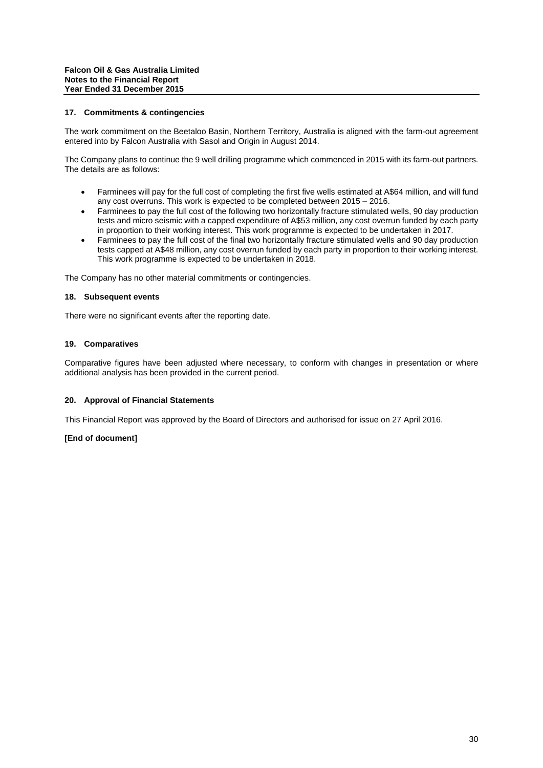## 17. Commitments & contingencies

The work commitment on the Beetaloo Basin, Northern Territory, Australia is aligned with the farm-out agreement entered into by Falcon Australia with Sasol and Origin in August 2014.

The Company plans to continue the 9 well drilling programme which commenced in 2015 with its farm-out partners. The details are as follows:

- Farminees will pay for the full cost of completing the first five wells estimated at A$64 million, and will fund any cost overruns. This work is expected to be completed between 2015 – 2016.
- Farminees to pay the full cost of the following two horizontally fracture stimulated wells, 90 day production tests and micro seismic with a capped expenditure of A$53 million, any cost overrun funded by each party in proportion to their working interest. This work programme is expected to be undertaken in 2017.
- Farminees to pay the full cost of the final two horizontally fracture stimulated wells and 90 day production tests capped at A$48 million, any cost overrun funded by each party in proportion to their working interest. This work programme is expected to be undertaken in 2018.

The Company has no other material commitments or contingencies.

## 18. Subsequent events

There were no significant events after the reporting date.

## 19. Comparatives

Comparative figures have been adjusted where necessary, to conform with changes in presentation or where additional analysis has been provided in the current period.

## 20. Approval of Financial Statements

This Financial Report was approved by the Board of Directors and authorised for issue on 27 April 2016.

**[End of document]**